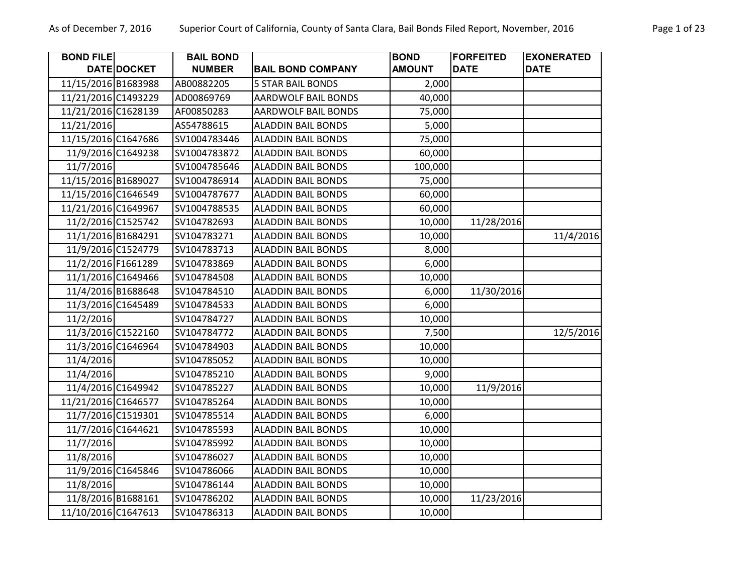| BOND FILE DATE | DOCKET | BAIL BOND NUMBER | BAIL BOND COMPANY | BOND AMOUNT | FORFEITED DATE | EXONERATED DATE |
|---|---|---|---|---|---|---|
| 11/15/2016 | B1683988 | AB00882205 | 5 STAR BAIL BONDS | 2,000 | | |
| 11/21/2016 | C1493229 | AD00869769 | AARDWOLF BAIL BONDS | 40,000 | | |
| 11/21/2016 | C1628139 | AF00850283 | AARDWOLF BAIL BONDS | 75,000 | | |
| 11/21/2016 | | AS54788615 | ALADDIN BAIL BONDS | 5,000 | | |
| 11/15/2016 | C1647686 | SV1004783446 | ALADDIN BAIL BONDS | 75,000 | | |
| 11/9/2016 | C1649238 | SV1004783872 | ALADDIN BAIL BONDS | 60,000 | | |
| 11/7/2016 | | SV1004785646 | ALADDIN BAIL BONDS | 100,000 | | |
| 11/15/2016 | B1689027 | SV1004786914 | ALADDIN BAIL BONDS | 75,000 | | |
| 11/15/2016 | C1646549 | SV1004787677 | ALADDIN BAIL BONDS | 60,000 | | |
| 11/21/2016 | C1649967 | SV1004788535 | ALADDIN BAIL BONDS | 60,000 | | |
| 11/2/2016 | C1525742 | SV104782693 | ALADDIN BAIL BONDS | 10,000 | 11/28/2016 | |
| 11/1/2016 | B1684291 | SV104783271 | ALADDIN BAIL BONDS | 10,000 | | 11/4/2016 |
| 11/9/2016 | C1524779 | SV104783713 | ALADDIN BAIL BONDS | 8,000 | | |
| 11/2/2016 | F1661289 | SV104783869 | ALADDIN BAIL BONDS | 6,000 | | |
| 11/1/2016 | C1649466 | SV104784508 | ALADDIN BAIL BONDS | 10,000 | | |
| 11/4/2016 | B1688648 | SV104784510 | ALADDIN BAIL BONDS | 6,000 | 11/30/2016 | |
| 11/3/2016 | C1645489 | SV104784533 | ALADDIN BAIL BONDS | 6,000 | | |
| 11/2/2016 | | SV104784727 | ALADDIN BAIL BONDS | 10,000 | | |
| 11/3/2016 | C1522160 | SV104784772 | ALADDIN BAIL BONDS | 7,500 | | 12/5/2016 |
| 11/3/2016 | C1646964 | SV104784903 | ALADDIN BAIL BONDS | 10,000 | | |
| 11/4/2016 | | SV104785052 | ALADDIN BAIL BONDS | 10,000 | | |
| 11/4/2016 | | SV104785210 | ALADDIN BAIL BONDS | 9,000 | | |
| 11/4/2016 | C1649942 | SV104785227 | ALADDIN BAIL BONDS | 10,000 | 11/9/2016 | |
| 11/21/2016 | C1646577 | SV104785264 | ALADDIN BAIL BONDS | 10,000 | | |
| 11/7/2016 | C1519301 | SV104785514 | ALADDIN BAIL BONDS | 6,000 | | |
| 11/7/2016 | C1644621 | SV104785593 | ALADDIN BAIL BONDS | 10,000 | | |
| 11/7/2016 | | SV104785992 | ALADDIN BAIL BONDS | 10,000 | | |
| 11/8/2016 | | SV104786027 | ALADDIN BAIL BONDS | 10,000 | | |
| 11/9/2016 | C1645846 | SV104786066 | ALADDIN BAIL BONDS | 10,000 | | |
| 11/8/2016 | | SV104786144 | ALADDIN BAIL BONDS | 10,000 | | |
| 11/8/2016 | B1688161 | SV104786202 | ALADDIN BAIL BONDS | 10,000 | 11/23/2016 | |
| 11/10/2016 | C1647613 | SV104786313 | ALADDIN BAIL BONDS | 10,000 | | |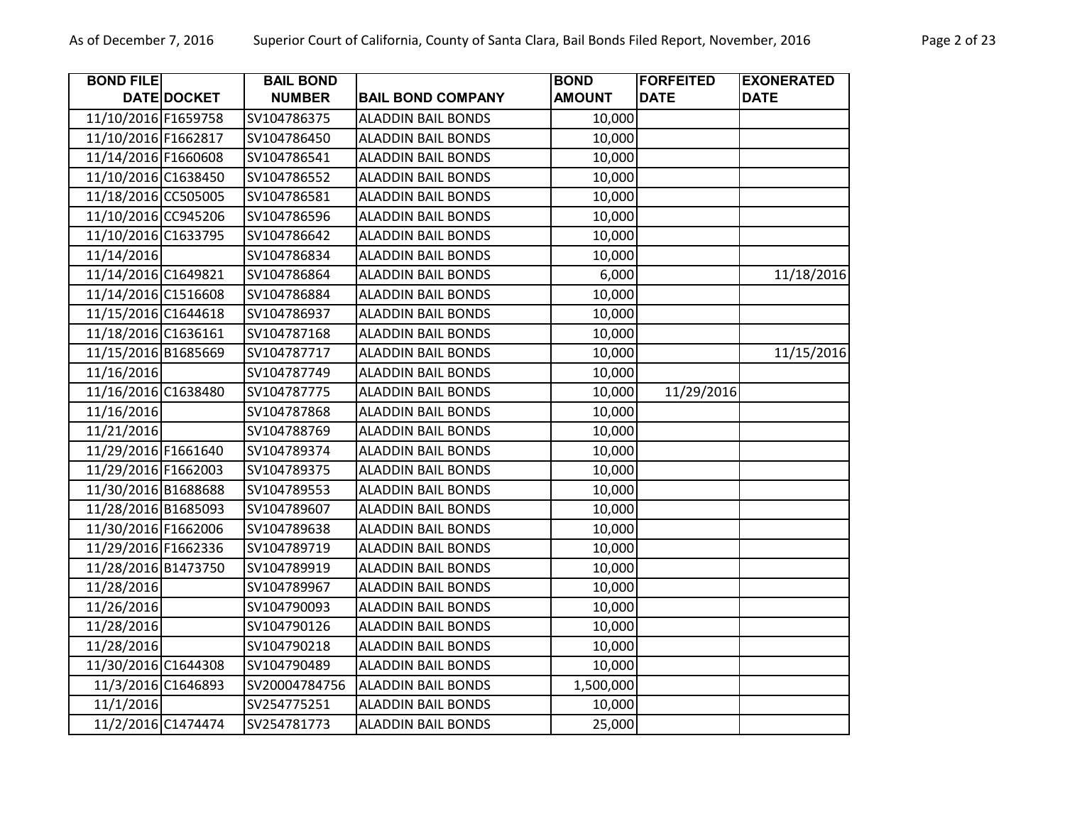| BOND FILE DATE | DOCKET | BAIL BOND NUMBER | BAIL BOND COMPANY | BOND AMOUNT | FORFEITED DATE | EXONERATED DATE |
|---|---|---|---|---|---|---|
| 11/10/2016 | F1659758 | SV104786375 | ALADDIN BAIL BONDS | 10,000 | | |
| 11/10/2016 | F1662817 | SV104786450 | ALADDIN BAIL BONDS | 10,000 | | |
| 11/14/2016 | F1660608 | SV104786541 | ALADDIN BAIL BONDS | 10,000 | | |
| 11/10/2016 | C1638450 | SV104786552 | ALADDIN BAIL BONDS | 10,000 | | |
| 11/18/2016 | CC505005 | SV104786581 | ALADDIN BAIL BONDS | 10,000 | | |
| 11/10/2016 | CC945206 | SV104786596 | ALADDIN BAIL BONDS | 10,000 | | |
| 11/10/2016 | C1633795 | SV104786642 | ALADDIN BAIL BONDS | 10,000 | | |
| 11/14/2016 | | SV104786834 | ALADDIN BAIL BONDS | 10,000 | | |
| 11/14/2016 | C1649821 | SV104786864 | ALADDIN BAIL BONDS | 6,000 | | 11/18/2016 |
| 11/14/2016 | C1516608 | SV104786884 | ALADDIN BAIL BONDS | 10,000 | | |
| 11/15/2016 | C1644618 | SV104786937 | ALADDIN BAIL BONDS | 10,000 | | |
| 11/18/2016 | C1636161 | SV104787168 | ALADDIN BAIL BONDS | 10,000 | | |
| 11/15/2016 | B1685669 | SV104787717 | ALADDIN BAIL BONDS | 10,000 | | 11/15/2016 |
| 11/16/2016 | | SV104787749 | ALADDIN BAIL BONDS | 10,000 | | |
| 11/16/2016 | C1638480 | SV104787775 | ALADDIN BAIL BONDS | 10,000 | 11/29/2016 | |
| 11/16/2016 | | SV104787868 | ALADDIN BAIL BONDS | 10,000 | | |
| 11/21/2016 | | SV104788769 | ALADDIN BAIL BONDS | 10,000 | | |
| 11/29/2016 | F1661640 | SV104789374 | ALADDIN BAIL BONDS | 10,000 | | |
| 11/29/2016 | F1662003 | SV104789375 | ALADDIN BAIL BONDS | 10,000 | | |
| 11/30/2016 | B1688688 | SV104789553 | ALADDIN BAIL BONDS | 10,000 | | |
| 11/28/2016 | B1685093 | SV104789607 | ALADDIN BAIL BONDS | 10,000 | | |
| 11/30/2016 | F1662006 | SV104789638 | ALADDIN BAIL BONDS | 10,000 | | |
| 11/29/2016 | F1662336 | SV104789719 | ALADDIN BAIL BONDS | 10,000 | | |
| 11/28/2016 | B1473750 | SV104789919 | ALADDIN BAIL BONDS | 10,000 | | |
| 11/28/2016 | | SV104789967 | ALADDIN BAIL BONDS | 10,000 | | |
| 11/26/2016 | | SV104790093 | ALADDIN BAIL BONDS | 10,000 | | |
| 11/28/2016 | | SV104790126 | ALADDIN BAIL BONDS | 10,000 | | |
| 11/28/2016 | | SV104790218 | ALADDIN BAIL BONDS | 10,000 | | |
| 11/30/2016 | C1644308 | SV104790489 | ALADDIN BAIL BONDS | 10,000 | | |
| 11/3/2016 | C1646893 | SV20004784756 | ALADDIN BAIL BONDS | 1,500,000 | | |
| 11/1/2016 | | SV254775251 | ALADDIN BAIL BONDS | 10,000 | | |
| 11/2/2016 | C1474474 | SV254781773 | ALADDIN BAIL BONDS | 25,000 | | |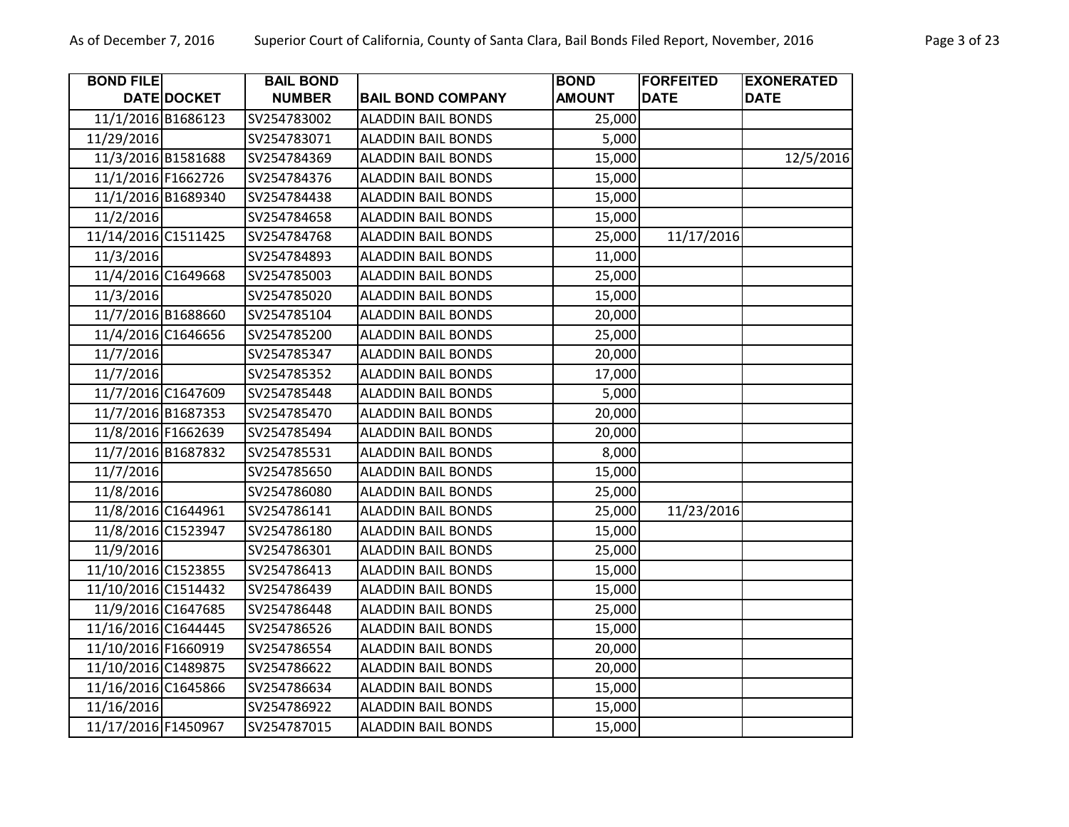| BOND FILE DATE | DOCKET | BAIL BOND NUMBER | BAIL BOND COMPANY | BOND AMOUNT | FORFEITED DATE | EXONERATED DATE |
|---|---|---|---|---|---|---|
| 11/1/2016 | B1686123 | SV254783002 | ALADDIN BAIL BONDS | 25,000 | | |
| 11/29/2016 | | SV254783071 | ALADDIN BAIL BONDS | 5,000 | | |
| 11/3/2016 | B1581688 | SV254784369 | ALADDIN BAIL BONDS | 15,000 | | 12/5/2016 |
| 11/1/2016 | F1662726 | SV254784376 | ALADDIN BAIL BONDS | 15,000 | | |
| 11/1/2016 | B1689340 | SV254784438 | ALADDIN BAIL BONDS | 15,000 | | |
| 11/2/2016 | | SV254784658 | ALADDIN BAIL BONDS | 15,000 | | |
| 11/14/2016 | C1511425 | SV254784768 | ALADDIN BAIL BONDS | 25,000 | 11/17/2016 | |
| 11/3/2016 | | SV254784893 | ALADDIN BAIL BONDS | 11,000 | | |
| 11/4/2016 | C1649668 | SV254785003 | ALADDIN BAIL BONDS | 25,000 | | |
| 11/3/2016 | | SV254785020 | ALADDIN BAIL BONDS | 15,000 | | |
| 11/7/2016 | B1688660 | SV254785104 | ALADDIN BAIL BONDS | 20,000 | | |
| 11/4/2016 | C1646656 | SV254785200 | ALADDIN BAIL BONDS | 25,000 | | |
| 11/7/2016 | | SV254785347 | ALADDIN BAIL BONDS | 20,000 | | |
| 11/7/2016 | | SV254785352 | ALADDIN BAIL BONDS | 17,000 | | |
| 11/7/2016 | C1647609 | SV254785448 | ALADDIN BAIL BONDS | 5,000 | | |
| 11/7/2016 | B1687353 | SV254785470 | ALADDIN BAIL BONDS | 20,000 | | |
| 11/8/2016 | F1662639 | SV254785494 | ALADDIN BAIL BONDS | 20,000 | | |
| 11/7/2016 | B1687832 | SV254785531 | ALADDIN BAIL BONDS | 8,000 | | |
| 11/7/2016 | | SV254785650 | ALADDIN BAIL BONDS | 15,000 | | |
| 11/8/2016 | | SV254786080 | ALADDIN BAIL BONDS | 25,000 | | |
| 11/8/2016 | C1644961 | SV254786141 | ALADDIN BAIL BONDS | 25,000 | 11/23/2016 | |
| 11/8/2016 | C1523947 | SV254786180 | ALADDIN BAIL BONDS | 15,000 | | |
| 11/9/2016 | | SV254786301 | ALADDIN BAIL BONDS | 25,000 | | |
| 11/10/2016 | C1523855 | SV254786413 | ALADDIN BAIL BONDS | 15,000 | | |
| 11/10/2016 | C1514432 | SV254786439 | ALADDIN BAIL BONDS | 15,000 | | |
| 11/9/2016 | C1647685 | SV254786448 | ALADDIN BAIL BONDS | 25,000 | | |
| 11/16/2016 | C1644445 | SV254786526 | ALADDIN BAIL BONDS | 15,000 | | |
| 11/10/2016 | F1660919 | SV254786554 | ALADDIN BAIL BONDS | 20,000 | | |
| 11/10/2016 | C1489875 | SV254786622 | ALADDIN BAIL BONDS | 20,000 | | |
| 11/16/2016 | C1645866 | SV254786634 | ALADDIN BAIL BONDS | 15,000 | | |
| 11/16/2016 | | SV254786922 | ALADDIN BAIL BONDS | 15,000 | | |
| 11/17/2016 | F1450967 | SV254787015 | ALADDIN BAIL BONDS | 15,000 | | |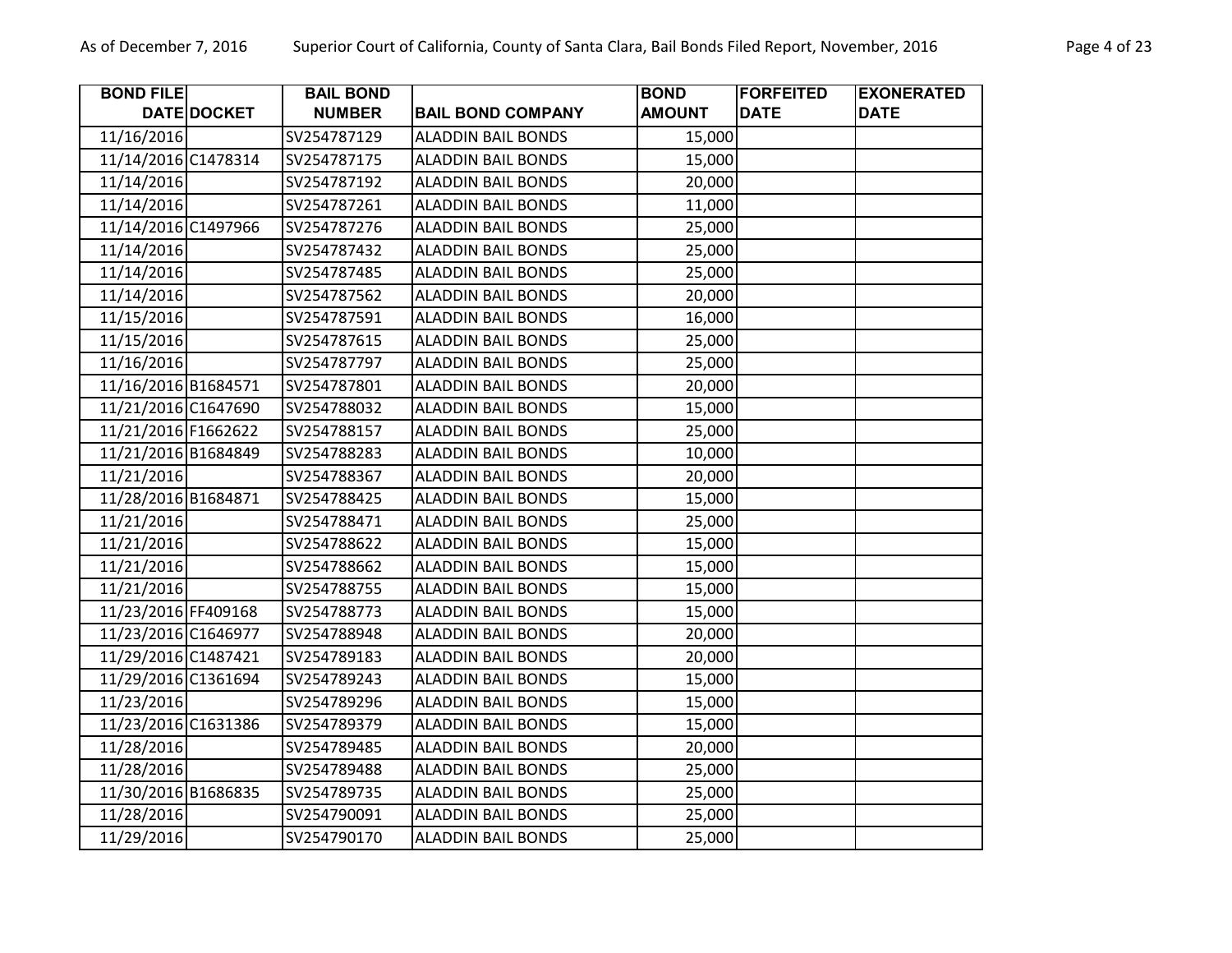| BOND FILE DATE | DOCKET | BAIL BOND NUMBER | BAIL BOND COMPANY | BOND AMOUNT | FORFEITED DATE | EXONERATED DATE |
|---|---|---|---|---|---|---|
| 11/16/2016 | | SV254787129 | ALADDIN BAIL BONDS | 15,000 | | |
| 11/14/2016 | C1478314 | SV254787175 | ALADDIN BAIL BONDS | 15,000 | | |
| 11/14/2016 | | SV254787192 | ALADDIN BAIL BONDS | 20,000 | | |
| 11/14/2016 | | SV254787261 | ALADDIN BAIL BONDS | 11,000 | | |
| 11/14/2016 | C1497966 | SV254787276 | ALADDIN BAIL BONDS | 25,000 | | |
| 11/14/2016 | | SV254787432 | ALADDIN BAIL BONDS | 25,000 | | |
| 11/14/2016 | | SV254787485 | ALADDIN BAIL BONDS | 25,000 | | |
| 11/14/2016 | | SV254787562 | ALADDIN BAIL BONDS | 20,000 | | |
| 11/15/2016 | | SV254787591 | ALADDIN BAIL BONDS | 16,000 | | |
| 11/15/2016 | | SV254787615 | ALADDIN BAIL BONDS | 25,000 | | |
| 11/16/2016 | | SV254787797 | ALADDIN BAIL BONDS | 25,000 | | |
| 11/16/2016 | B1684571 | SV254787801 | ALADDIN BAIL BONDS | 20,000 | | |
| 11/21/2016 | C1647690 | SV254788032 | ALADDIN BAIL BONDS | 15,000 | | |
| 11/21/2016 | F1662622 | SV254788157 | ALADDIN BAIL BONDS | 25,000 | | |
| 11/21/2016 | B1684849 | SV254788283 | ALADDIN BAIL BONDS | 10,000 | | |
| 11/21/2016 | | SV254788367 | ALADDIN BAIL BONDS | 20,000 | | |
| 11/28/2016 | B1684871 | SV254788425 | ALADDIN BAIL BONDS | 15,000 | | |
| 11/21/2016 | | SV254788471 | ALADDIN BAIL BONDS | 25,000 | | |
| 11/21/2016 | | SV254788622 | ALADDIN BAIL BONDS | 15,000 | | |
| 11/21/2016 | | SV254788662 | ALADDIN BAIL BONDS | 15,000 | | |
| 11/21/2016 | | SV254788755 | ALADDIN BAIL BONDS | 15,000 | | |
| 11/23/2016 | FF409168 | SV254788773 | ALADDIN BAIL BONDS | 15,000 | | |
| 11/23/2016 | C1646977 | SV254788948 | ALADDIN BAIL BONDS | 20,000 | | |
| 11/29/2016 | C1487421 | SV254789183 | ALADDIN BAIL BONDS | 20,000 | | |
| 11/29/2016 | C1361694 | SV254789243 | ALADDIN BAIL BONDS | 15,000 | | |
| 11/23/2016 | | SV254789296 | ALADDIN BAIL BONDS | 15,000 | | |
| 11/23/2016 | C1631386 | SV254789379 | ALADDIN BAIL BONDS | 15,000 | | |
| 11/28/2016 | | SV254789485 | ALADDIN BAIL BONDS | 20,000 | | |
| 11/28/2016 | | SV254789488 | ALADDIN BAIL BONDS | 25,000 | | |
| 11/30/2016 | B1686835 | SV254789735 | ALADDIN BAIL BONDS | 25,000 | | |
| 11/28/2016 | | SV254790091 | ALADDIN BAIL BONDS | 25,000 | | |
| 11/29/2016 | | SV254790170 | ALADDIN BAIL BONDS | 25,000 | | |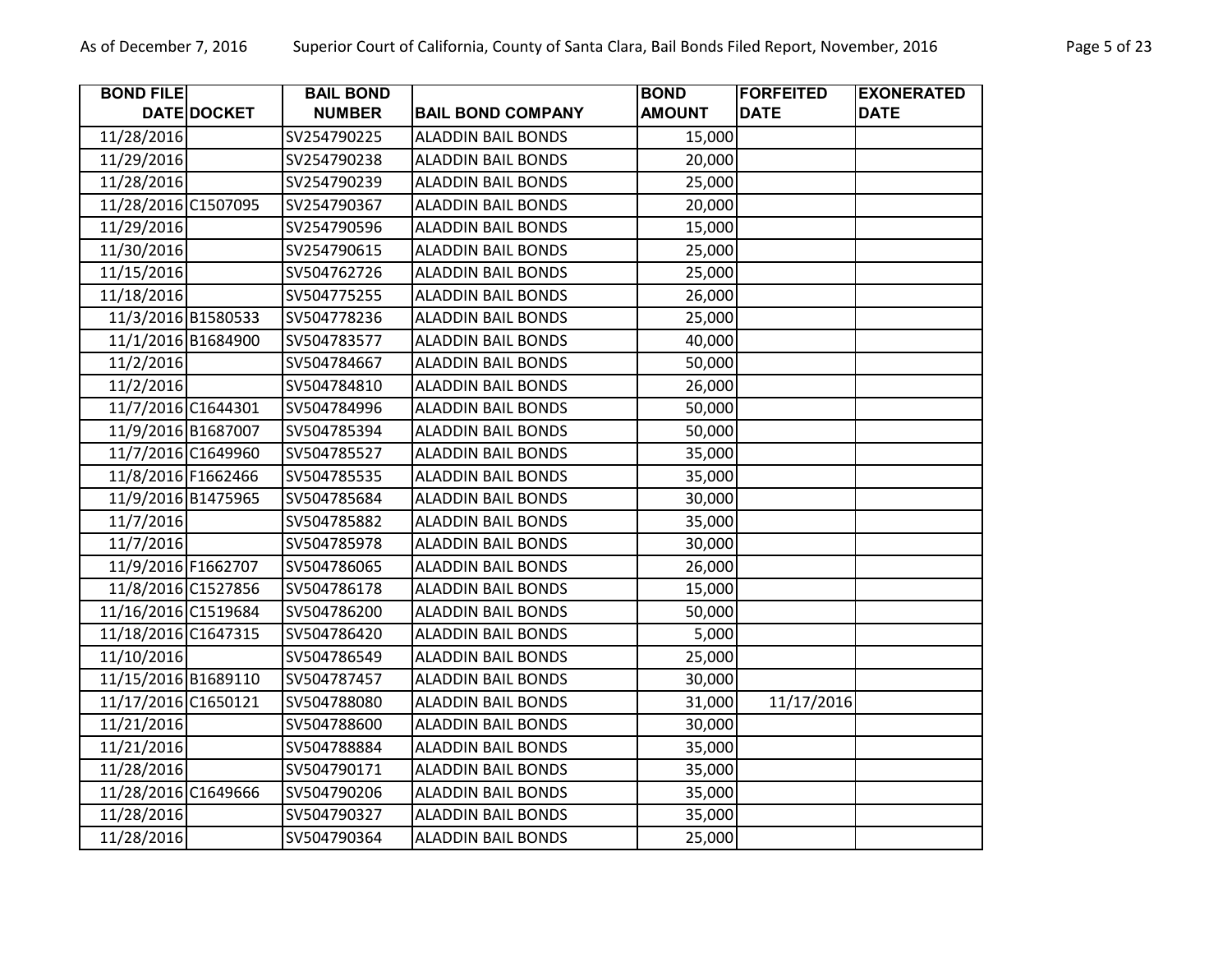| BOND FILE DATE | DOCKET | BAIL BOND NUMBER | BAIL BOND COMPANY | BOND AMOUNT | FORFEITED DATE | EXONERATED DATE |
|---|---|---|---|---|---|---|
| 11/28/2016 | | SV254790225 | ALADDIN BAIL BONDS | 15,000 | | |
| 11/29/2016 | | SV254790238 | ALADDIN BAIL BONDS | 20,000 | | |
| 11/28/2016 | | SV254790239 | ALADDIN BAIL BONDS | 25,000 | | |
| 11/28/2016 | C1507095 | SV254790367 | ALADDIN BAIL BONDS | 20,000 | | |
| 11/29/2016 | | SV254790596 | ALADDIN BAIL BONDS | 15,000 | | |
| 11/30/2016 | | SV254790615 | ALADDIN BAIL BONDS | 25,000 | | |
| 11/15/2016 | | SV504762726 | ALADDIN BAIL BONDS | 25,000 | | |
| 11/18/2016 | | SV504775255 | ALADDIN BAIL BONDS | 26,000 | | |
| 11/3/2016 | B1580533 | SV504778236 | ALADDIN BAIL BONDS | 25,000 | | |
| 11/1/2016 | B1684900 | SV504783577 | ALADDIN BAIL BONDS | 40,000 | | |
| 11/2/2016 | | SV504784667 | ALADDIN BAIL BONDS | 50,000 | | |
| 11/2/2016 | | SV504784810 | ALADDIN BAIL BONDS | 26,000 | | |
| 11/7/2016 | C1644301 | SV504784996 | ALADDIN BAIL BONDS | 50,000 | | |
| 11/9/2016 | B1687007 | SV504785394 | ALADDIN BAIL BONDS | 50,000 | | |
| 11/7/2016 | C1649960 | SV504785527 | ALADDIN BAIL BONDS | 35,000 | | |
| 11/8/2016 | F1662466 | SV504785535 | ALADDIN BAIL BONDS | 35,000 | | |
| 11/9/2016 | B1475965 | SV504785684 | ALADDIN BAIL BONDS | 30,000 | | |
| 11/7/2016 | | SV504785882 | ALADDIN BAIL BONDS | 35,000 | | |
| 11/7/2016 | | SV504785978 | ALADDIN BAIL BONDS | 30,000 | | |
| 11/9/2016 | F1662707 | SV504786065 | ALADDIN BAIL BONDS | 26,000 | | |
| 11/8/2016 | C1527856 | SV504786178 | ALADDIN BAIL BONDS | 15,000 | | |
| 11/16/2016 | C1519684 | SV504786200 | ALADDIN BAIL BONDS | 50,000 | | |
| 11/18/2016 | C1647315 | SV504786420 | ALADDIN BAIL BONDS | 5,000 | | |
| 11/10/2016 | | SV504786549 | ALADDIN BAIL BONDS | 25,000 | | |
| 11/15/2016 | B1689110 | SV504787457 | ALADDIN BAIL BONDS | 30,000 | | |
| 11/17/2016 | C1650121 | SV504788080 | ALADDIN BAIL BONDS | 31,000 | 11/17/2016 | |
| 11/21/2016 | | SV504788600 | ALADDIN BAIL BONDS | 30,000 | | |
| 11/21/2016 | | SV504788884 | ALADDIN BAIL BONDS | 35,000 | | |
| 11/28/2016 | | SV504790171 | ALADDIN BAIL BONDS | 35,000 | | |
| 11/28/2016 | C1649666 | SV504790206 | ALADDIN BAIL BONDS | 35,000 | | |
| 11/28/2016 | | SV504790327 | ALADDIN BAIL BONDS | 35,000 | | |
| 11/28/2016 | | SV504790364 | ALADDIN BAIL BONDS | 25,000 | | |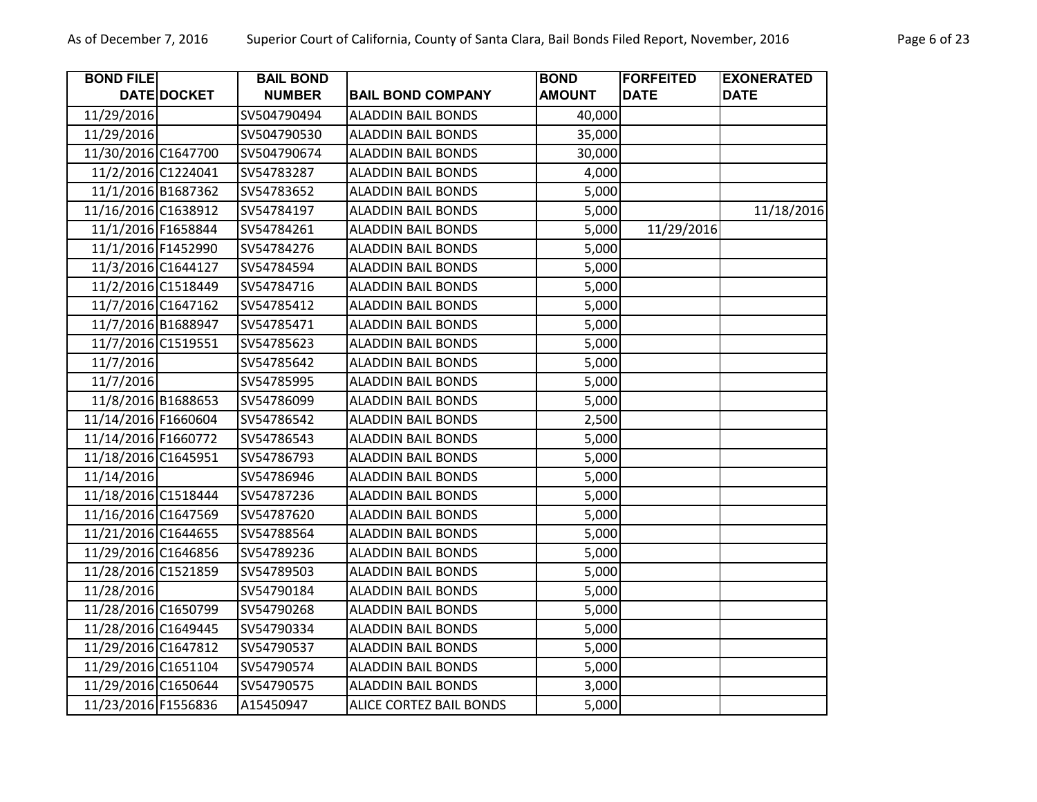| BOND FILE DATE | DOCKET | BAIL BOND NUMBER | BAIL BOND COMPANY | BOND AMOUNT | FORFEITED DATE | EXONERATED DATE |
|---|---|---|---|---|---|---|
| 11/29/2016 | | SV504790494 | ALADDIN BAIL BONDS | 40,000 | | |
| 11/29/2016 | | SV504790530 | ALADDIN BAIL BONDS | 35,000 | | |
| 11/30/2016 | C1647700 | SV504790674 | ALADDIN BAIL BONDS | 30,000 | | |
| 11/2/2016 | C1224041 | SV54783287 | ALADDIN BAIL BONDS | 4,000 | | |
| 11/1/2016 | B1687362 | SV54783652 | ALADDIN BAIL BONDS | 5,000 | | |
| 11/16/2016 | C1638912 | SV54784197 | ALADDIN BAIL BONDS | 5,000 | | 11/18/2016 |
| 11/1/2016 | F1658844 | SV54784261 | ALADDIN BAIL BONDS | 5,000 | 11/29/2016 | |
| 11/1/2016 | F1452990 | SV54784276 | ALADDIN BAIL BONDS | 5,000 | | |
| 11/3/2016 | C1644127 | SV54784594 | ALADDIN BAIL BONDS | 5,000 | | |
| 11/2/2016 | C1518449 | SV54784716 | ALADDIN BAIL BONDS | 5,000 | | |
| 11/7/2016 | C1647162 | SV54785412 | ALADDIN BAIL BONDS | 5,000 | | |
| 11/7/2016 | B1688947 | SV54785471 | ALADDIN BAIL BONDS | 5,000 | | |
| 11/7/2016 | C1519551 | SV54785623 | ALADDIN BAIL BONDS | 5,000 | | |
| 11/7/2016 | | SV54785642 | ALADDIN BAIL BONDS | 5,000 | | |
| 11/7/2016 | | SV54785995 | ALADDIN BAIL BONDS | 5,000 | | |
| 11/8/2016 | B1688653 | SV54786099 | ALADDIN BAIL BONDS | 5,000 | | |
| 11/14/2016 | F1660604 | SV54786542 | ALADDIN BAIL BONDS | 2,500 | | |
| 11/14/2016 | F1660772 | SV54786543 | ALADDIN BAIL BONDS | 5,000 | | |
| 11/18/2016 | C1645951 | SV54786793 | ALADDIN BAIL BONDS | 5,000 | | |
| 11/14/2016 | | SV54786946 | ALADDIN BAIL BONDS | 5,000 | | |
| 11/18/2016 | C1518444 | SV54787236 | ALADDIN BAIL BONDS | 5,000 | | |
| 11/16/2016 | C1647569 | SV54787620 | ALADDIN BAIL BONDS | 5,000 | | |
| 11/21/2016 | C1644655 | SV54788564 | ALADDIN BAIL BONDS | 5,000 | | |
| 11/29/2016 | C1646856 | SV54789236 | ALADDIN BAIL BONDS | 5,000 | | |
| 11/28/2016 | C1521859 | SV54789503 | ALADDIN BAIL BONDS | 5,000 | | |
| 11/28/2016 | | SV54790184 | ALADDIN BAIL BONDS | 5,000 | | |
| 11/28/2016 | C1650799 | SV54790268 | ALADDIN BAIL BONDS | 5,000 | | |
| 11/28/2016 | C1649445 | SV54790334 | ALADDIN BAIL BONDS | 5,000 | | |
| 11/29/2016 | C1647812 | SV54790537 | ALADDIN BAIL BONDS | 5,000 | | |
| 11/29/2016 | C1651104 | SV54790574 | ALADDIN BAIL BONDS | 5,000 | | |
| 11/29/2016 | C1650644 | SV54790575 | ALADDIN BAIL BONDS | 3,000 | | |
| 11/23/2016 | F1556836 | A15450947 | ALICE CORTEZ BAIL BONDS | 5,000 | | |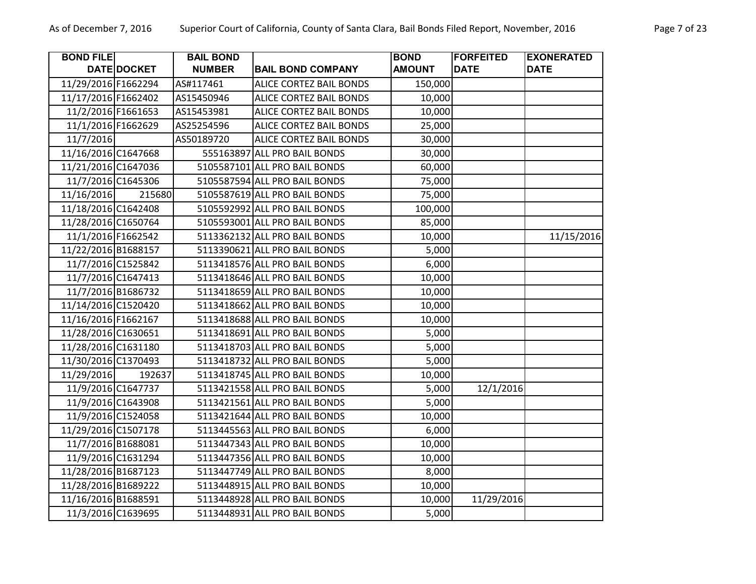| BOND FILE DATE | DOCKET | BAIL BOND NUMBER | BAIL BOND COMPANY | BOND AMOUNT | FORFEITED DATE | EXONERATED DATE |
|---|---|---|---|---|---|---|
| 11/29/2016 | F1662294 | AS#117461 | ALICE CORTEZ BAIL BONDS | 150,000 | | |
| 11/17/2016 | F1662402 | AS15450946 | ALICE CORTEZ BAIL BONDS | 10,000 | | |
| 11/2/2016 | F1661653 | AS15453981 | ALICE CORTEZ BAIL BONDS | 10,000 | | |
| 11/1/2016 | F1662629 | AS25254596 | ALICE CORTEZ BAIL BONDS | 25,000 | | |
| 11/7/2016 | | AS50189720 | ALICE CORTEZ BAIL BONDS | 30,000 | | |
| 11/16/2016 | C1647668 | 555163897 | ALL PRO BAIL BONDS | 30,000 | | |
| 11/21/2016 | C1647036 | 5105587101 | ALL PRO BAIL BONDS | 60,000 | | |
| 11/7/2016 | C1645306 | 5105587594 | ALL PRO BAIL BONDS | 75,000 | | |
| 11/16/2016 | 215680 | 5105587619 | ALL PRO BAIL BONDS | 75,000 | | |
| 11/18/2016 | C1642408 | 5105592992 | ALL PRO BAIL BONDS | 100,000 | | |
| 11/28/2016 | C1650764 | 5105593001 | ALL PRO BAIL BONDS | 85,000 | | |
| 11/1/2016 | F1662542 | 5113362132 | ALL PRO BAIL BONDS | 10,000 | | 11/15/2016 |
| 11/22/2016 | B1688157 | 5113390621 | ALL PRO BAIL BONDS | 5,000 | | |
| 11/7/2016 | C1525842 | 5113418576 | ALL PRO BAIL BONDS | 6,000 | | |
| 11/7/2016 | C1647413 | 5113418646 | ALL PRO BAIL BONDS | 10,000 | | |
| 11/7/2016 | B1686732 | 5113418659 | ALL PRO BAIL BONDS | 10,000 | | |
| 11/14/2016 | C1520420 | 5113418662 | ALL PRO BAIL BONDS | 10,000 | | |
| 11/16/2016 | F1662167 | 5113418688 | ALL PRO BAIL BONDS | 10,000 | | |
| 11/28/2016 | C1630651 | 5113418691 | ALL PRO BAIL BONDS | 5,000 | | |
| 11/28/2016 | C1631180 | 5113418703 | ALL PRO BAIL BONDS | 5,000 | | |
| 11/30/2016 | C1370493 | 5113418732 | ALL PRO BAIL BONDS | 5,000 | | |
| 11/29/2016 | 192637 | 5113418745 | ALL PRO BAIL BONDS | 10,000 | | |
| 11/9/2016 | C1647737 | 5113421558 | ALL PRO BAIL BONDS | 5,000 | 12/1/2016 | |
| 11/9/2016 | C1643908 | 5113421561 | ALL PRO BAIL BONDS | 5,000 | | |
| 11/9/2016 | C1524058 | 5113421644 | ALL PRO BAIL BONDS | 10,000 | | |
| 11/29/2016 | C1507178 | 5113445563 | ALL PRO BAIL BONDS | 6,000 | | |
| 11/7/2016 | B1688081 | 5113447343 | ALL PRO BAIL BONDS | 10,000 | | |
| 11/9/2016 | C1631294 | 5113447356 | ALL PRO BAIL BONDS | 10,000 | | |
| 11/28/2016 | B1687123 | 5113447749 | ALL PRO BAIL BONDS | 8,000 | | |
| 11/28/2016 | B1689222 | 5113448915 | ALL PRO BAIL BONDS | 10,000 | | |
| 11/16/2016 | B1688591 | 5113448928 | ALL PRO BAIL BONDS | 10,000 | 11/29/2016 | |
| 11/3/2016 | C1639695 | 5113448931 | ALL PRO BAIL BONDS | 5,000 | | |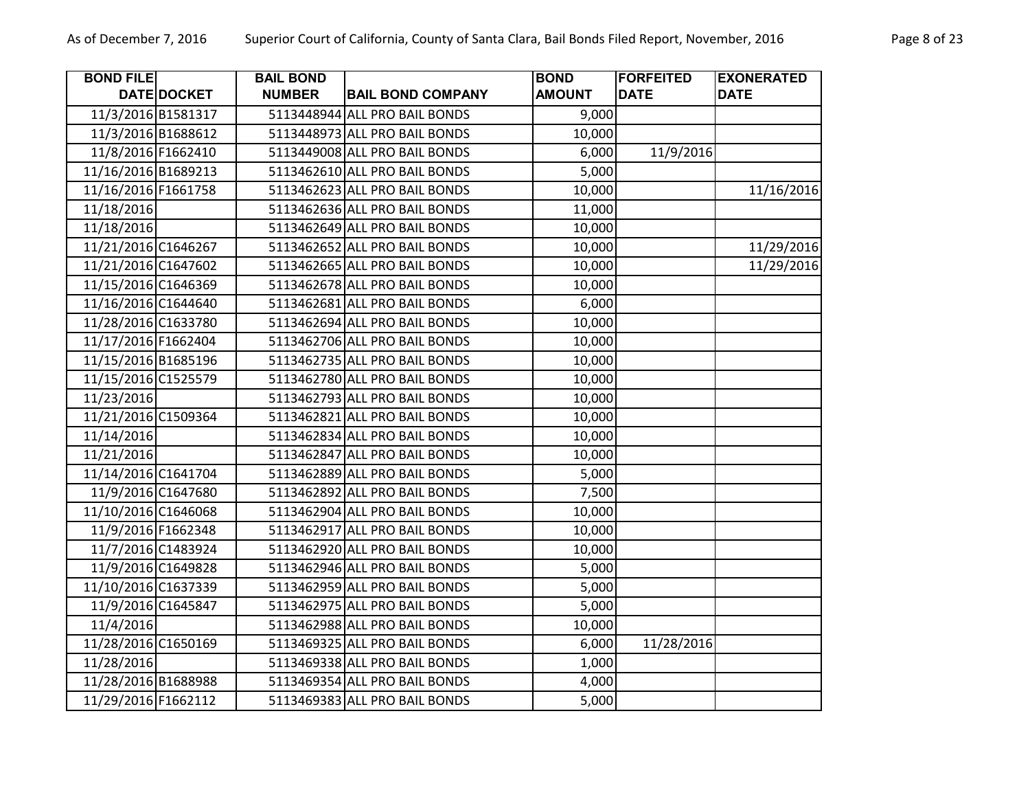| BOND FILE DATE | DOCKET | BAIL BOND NUMBER | BAIL BOND COMPANY | BOND AMOUNT | FORFEITED DATE | EXONERATED DATE |
|---|---|---|---|---|---|---|
| 11/3/2016 | B1581317 | 5113448944 | ALL PRO BAIL BONDS | 9,000 | | |
| 11/3/2016 | B1688612 | 5113448973 | ALL PRO BAIL BONDS | 10,000 | | |
| 11/8/2016 | F1662410 | 5113449008 | ALL PRO BAIL BONDS | 6,000 | 11/9/2016 | |
| 11/16/2016 | B1689213 | 5113462610 | ALL PRO BAIL BONDS | 5,000 | | |
| 11/16/2016 | F1661758 | 5113462623 | ALL PRO BAIL BONDS | 10,000 | | 11/16/2016 |
| 11/18/2016 | | 5113462636 | ALL PRO BAIL BONDS | 11,000 | | |
| 11/18/2016 | | 5113462649 | ALL PRO BAIL BONDS | 10,000 | | |
| 11/21/2016 | C1646267 | 5113462652 | ALL PRO BAIL BONDS | 10,000 | | 11/29/2016 |
| 11/21/2016 | C1647602 | 5113462665 | ALL PRO BAIL BONDS | 10,000 | | 11/29/2016 |
| 11/15/2016 | C1646369 | 5113462678 | ALL PRO BAIL BONDS | 10,000 | | |
| 11/16/2016 | C1644640 | 5113462681 | ALL PRO BAIL BONDS | 6,000 | | |
| 11/28/2016 | C1633780 | 5113462694 | ALL PRO BAIL BONDS | 10,000 | | |
| 11/17/2016 | F1662404 | 5113462706 | ALL PRO BAIL BONDS | 10,000 | | |
| 11/15/2016 | B1685196 | 5113462735 | ALL PRO BAIL BONDS | 10,000 | | |
| 11/15/2016 | C1525579 | 5113462780 | ALL PRO BAIL BONDS | 10,000 | | |
| 11/23/2016 | | 5113462793 | ALL PRO BAIL BONDS | 10,000 | | |
| 11/21/2016 | C1509364 | 5113462821 | ALL PRO BAIL BONDS | 10,000 | | |
| 11/14/2016 | | 5113462834 | ALL PRO BAIL BONDS | 10,000 | | |
| 11/21/2016 | | 5113462847 | ALL PRO BAIL BONDS | 10,000 | | |
| 11/14/2016 | C1641704 | 5113462889 | ALL PRO BAIL BONDS | 5,000 | | |
| 11/9/2016 | C1647680 | 5113462892 | ALL PRO BAIL BONDS | 7,500 | | |
| 11/10/2016 | C1646068 | 5113462904 | ALL PRO BAIL BONDS | 10,000 | | |
| 11/9/2016 | F1662348 | 5113462917 | ALL PRO BAIL BONDS | 10,000 | | |
| 11/7/2016 | C1483924 | 5113462920 | ALL PRO BAIL BONDS | 10,000 | | |
| 11/9/2016 | C1649828 | 5113462946 | ALL PRO BAIL BONDS | 5,000 | | |
| 11/10/2016 | C1637339 | 5113462959 | ALL PRO BAIL BONDS | 5,000 | | |
| 11/9/2016 | C1645847 | 5113462975 | ALL PRO BAIL BONDS | 5,000 | | |
| 11/4/2016 | | 5113462988 | ALL PRO BAIL BONDS | 10,000 | | |
| 11/28/2016 | C1650169 | 5113469325 | ALL PRO BAIL BONDS | 6,000 | 11/28/2016 | |
| 11/28/2016 | | 5113469338 | ALL PRO BAIL BONDS | 1,000 | | |
| 11/28/2016 | B1688988 | 5113469354 | ALL PRO BAIL BONDS | 4,000 | | |
| 11/29/2016 | F1662112 | 5113469383 | ALL PRO BAIL BONDS | 5,000 | | |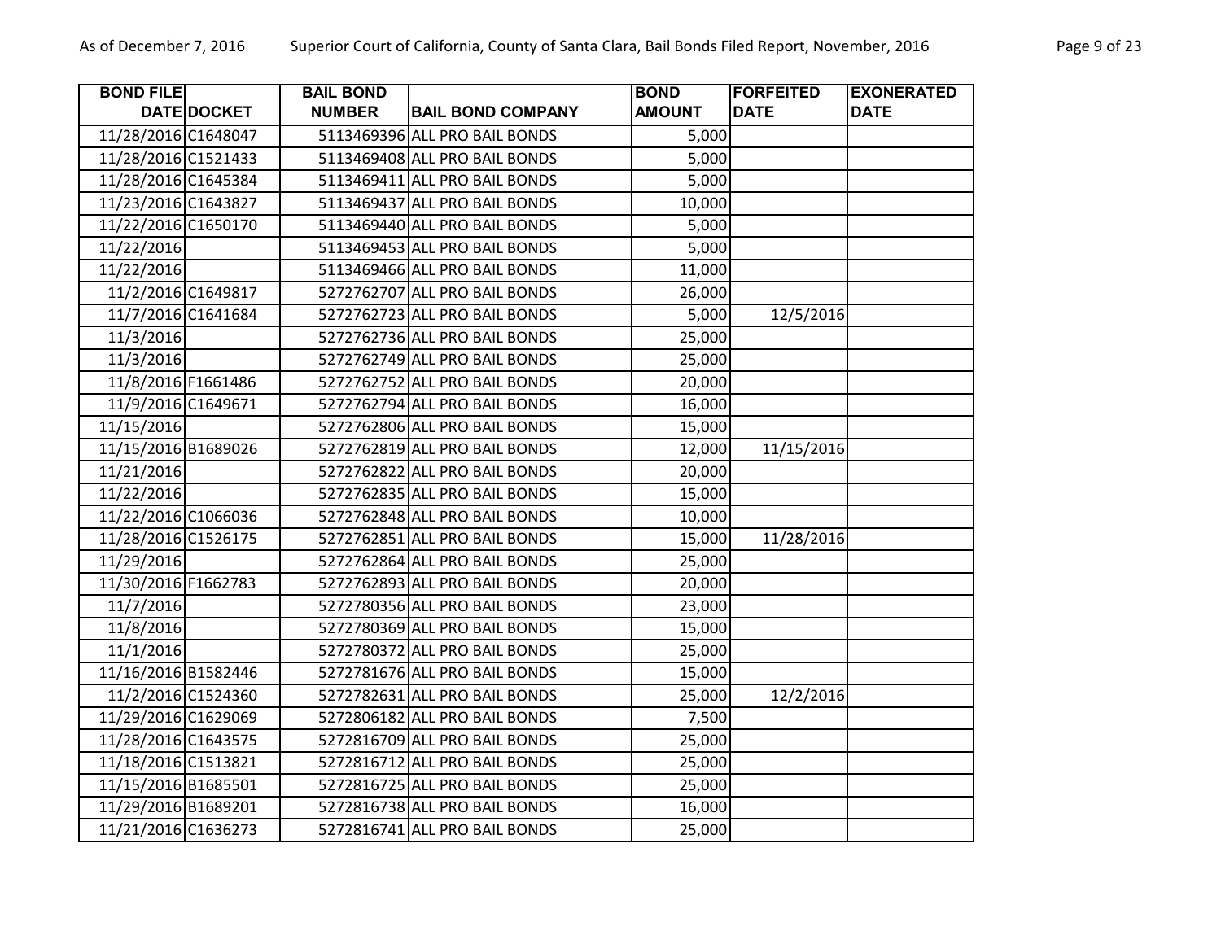| BOND FILE DATE | DOCKET | BAIL BOND NUMBER | BAIL BOND COMPANY | BOND AMOUNT | FORFEITED DATE | EXONERATED DATE |
|---|---|---|---|---|---|---|
| 11/28/2016 | C1648047 | 5113469396 | ALL PRO BAIL BONDS | 5,000 | | |
| 11/28/2016 | C1521433 | 5113469408 | ALL PRO BAIL BONDS | 5,000 | | |
| 11/28/2016 | C1645384 | 5113469411 | ALL PRO BAIL BONDS | 5,000 | | |
| 11/23/2016 | C1643827 | 5113469437 | ALL PRO BAIL BONDS | 10,000 | | |
| 11/22/2016 | C1650170 | 5113469440 | ALL PRO BAIL BONDS | 5,000 | | |
| 11/22/2016 | | 5113469453 | ALL PRO BAIL BONDS | 5,000 | | |
| 11/22/2016 | | 5113469466 | ALL PRO BAIL BONDS | 11,000 | | |
| 11/2/2016 | C1649817 | 5272762707 | ALL PRO BAIL BONDS | 26,000 | | |
| 11/7/2016 | C1641684 | 5272762723 | ALL PRO BAIL BONDS | 5,000 | 12/5/2016 | |
| 11/3/2016 | | 5272762736 | ALL PRO BAIL BONDS | 25,000 | | |
| 11/3/2016 | | 5272762749 | ALL PRO BAIL BONDS | 25,000 | | |
| 11/8/2016 | F1661486 | 5272762752 | ALL PRO BAIL BONDS | 20,000 | | |
| 11/9/2016 | C1649671 | 5272762794 | ALL PRO BAIL BONDS | 16,000 | | |
| 11/15/2016 | | 5272762806 | ALL PRO BAIL BONDS | 15,000 | | |
| 11/15/2016 | B1689026 | 5272762819 | ALL PRO BAIL BONDS | 12,000 | 11/15/2016 | |
| 11/21/2016 | | 5272762822 | ALL PRO BAIL BONDS | 20,000 | | |
| 11/22/2016 | | 5272762835 | ALL PRO BAIL BONDS | 15,000 | | |
| 11/22/2016 | C1066036 | 5272762848 | ALL PRO BAIL BONDS | 10,000 | | |
| 11/28/2016 | C1526175 | 5272762851 | ALL PRO BAIL BONDS | 15,000 | 11/28/2016 | |
| 11/29/2016 | | 5272762864 | ALL PRO BAIL BONDS | 25,000 | | |
| 11/30/2016 | F1662783 | 5272762893 | ALL PRO BAIL BONDS | 20,000 | | |
| 11/7/2016 | | 5272780356 | ALL PRO BAIL BONDS | 23,000 | | |
| 11/8/2016 | | 5272780369 | ALL PRO BAIL BONDS | 15,000 | | |
| 11/1/2016 | | 5272780372 | ALL PRO BAIL BONDS | 25,000 | | |
| 11/16/2016 | B1582446 | 5272781676 | ALL PRO BAIL BONDS | 15,000 | | |
| 11/2/2016 | C1524360 | 5272782631 | ALL PRO BAIL BONDS | 25,000 | 12/2/2016 | |
| 11/29/2016 | C1629069 | 5272806182 | ALL PRO BAIL BONDS | 7,500 | | |
| 11/28/2016 | C1643575 | 5272816709 | ALL PRO BAIL BONDS | 25,000 | | |
| 11/18/2016 | C1513821 | 5272816712 | ALL PRO BAIL BONDS | 25,000 | | |
| 11/15/2016 | B1685501 | 5272816725 | ALL PRO BAIL BONDS | 25,000 | | |
| 11/29/2016 | B1689201 | 5272816738 | ALL PRO BAIL BONDS | 16,000 | | |
| 11/21/2016 | C1636273 | 5272816741 | ALL PRO BAIL BONDS | 25,000 | | |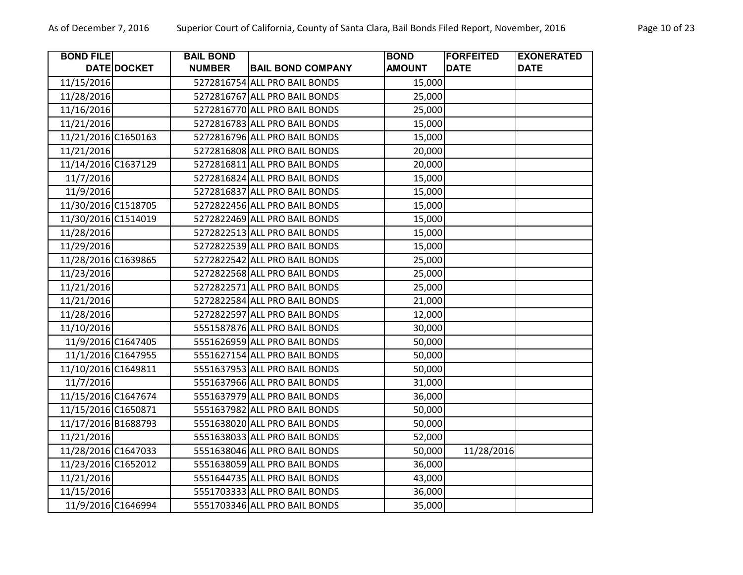| BOND FILE DATE | DOCKET | BAIL BOND NUMBER | BAIL BOND COMPANY | BOND AMOUNT | FORFEITED DATE | EXONERATED DATE |
|---|---|---|---|---|---|---|
| 11/15/2016 | | 5272816754 | ALL PRO BAIL BONDS | 15,000 | | |
| 11/28/2016 | | 5272816767 | ALL PRO BAIL BONDS | 25,000 | | |
| 11/16/2016 | | 5272816770 | ALL PRO BAIL BONDS | 25,000 | | |
| 11/21/2016 | | 5272816783 | ALL PRO BAIL BONDS | 15,000 | | |
| 11/21/2016 | C1650163 | 5272816796 | ALL PRO BAIL BONDS | 15,000 | | |
| 11/21/2016 | | 5272816808 | ALL PRO BAIL BONDS | 20,000 | | |
| 11/14/2016 | C1637129 | 5272816811 | ALL PRO BAIL BONDS | 20,000 | | |
| 11/7/2016 | | 5272816824 | ALL PRO BAIL BONDS | 15,000 | | |
| 11/9/2016 | | 5272816837 | ALL PRO BAIL BONDS | 15,000 | | |
| 11/30/2016 | C1518705 | 5272822456 | ALL PRO BAIL BONDS | 15,000 | | |
| 11/30/2016 | C1514019 | 5272822469 | ALL PRO BAIL BONDS | 15,000 | | |
| 11/28/2016 | | 5272822513 | ALL PRO BAIL BONDS | 15,000 | | |
| 11/29/2016 | | 5272822539 | ALL PRO BAIL BONDS | 15,000 | | |
| 11/28/2016 | C1639865 | 5272822542 | ALL PRO BAIL BONDS | 25,000 | | |
| 11/23/2016 | | 5272822568 | ALL PRO BAIL BONDS | 25,000 | | |
| 11/21/2016 | | 5272822571 | ALL PRO BAIL BONDS | 25,000 | | |
| 11/21/2016 | | 5272822584 | ALL PRO BAIL BONDS | 21,000 | | |
| 11/28/2016 | | 5272822597 | ALL PRO BAIL BONDS | 12,000 | | |
| 11/10/2016 | | 5551587876 | ALL PRO BAIL BONDS | 30,000 | | |
| 11/9/2016 | C1647405 | 5551626959 | ALL PRO BAIL BONDS | 50,000 | | |
| 11/1/2016 | C1647955 | 5551627154 | ALL PRO BAIL BONDS | 50,000 | | |
| 11/10/2016 | C1649811 | 5551637953 | ALL PRO BAIL BONDS | 50,000 | | |
| 11/7/2016 | | 5551637966 | ALL PRO BAIL BONDS | 31,000 | | |
| 11/15/2016 | C1647674 | 5551637979 | ALL PRO BAIL BONDS | 36,000 | | |
| 11/15/2016 | C1650871 | 5551637982 | ALL PRO BAIL BONDS | 50,000 | | |
| 11/17/2016 | B1688793 | 5551638020 | ALL PRO BAIL BONDS | 50,000 | | |
| 11/21/2016 | | 5551638033 | ALL PRO BAIL BONDS | 52,000 | | |
| 11/28/2016 | C1647033 | 5551638046 | ALL PRO BAIL BONDS | 50,000 | 11/28/2016 | |
| 11/23/2016 | C1652012 | 5551638059 | ALL PRO BAIL BONDS | 36,000 | | |
| 11/21/2016 | | 5551644735 | ALL PRO BAIL BONDS | 43,000 | | |
| 11/15/2016 | | 5551703333 | ALL PRO BAIL BONDS | 36,000 | | |
| 11/9/2016 | C1646994 | 5551703346 | ALL PRO BAIL BONDS | 35,000 | | |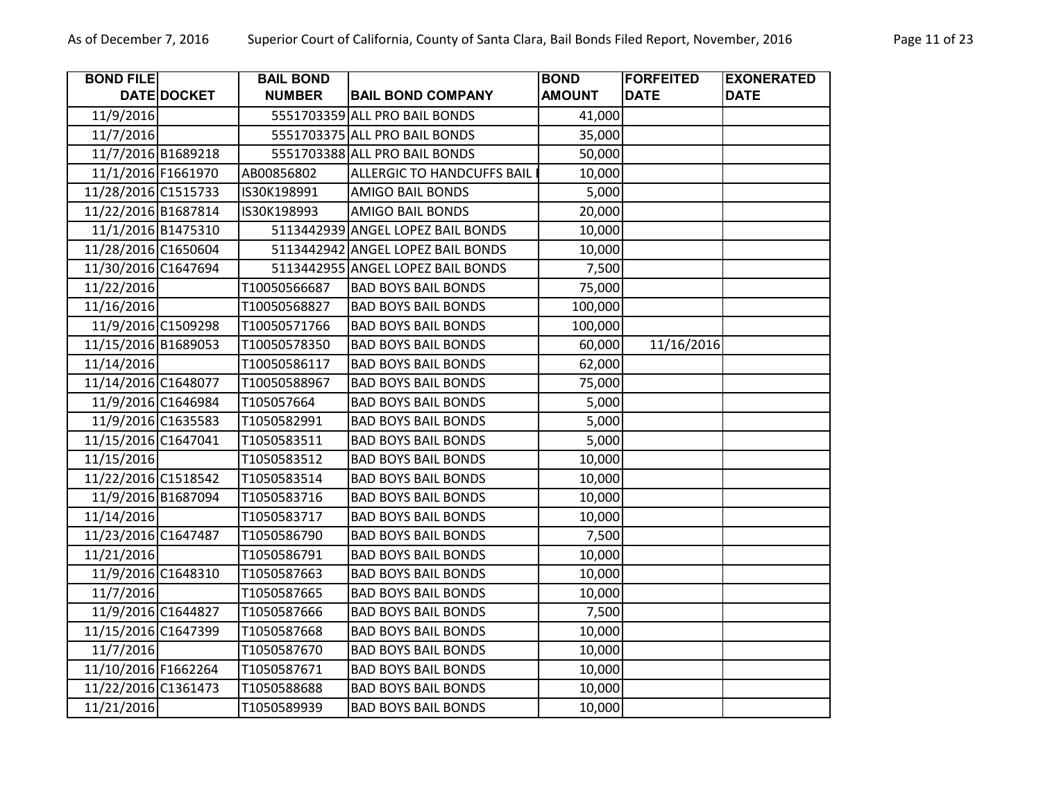| BOND FILE DATE | DOCKET | BAIL BOND NUMBER | BAIL BOND COMPANY | BOND AMOUNT | FORFEITED DATE | EXONERATED DATE |
|---|---|---|---|---|---|---|
| 11/9/2016 | | 5551703359 | ALL PRO BAIL BONDS | 41,000 | | |
| 11/7/2016 | | 5551703375 | ALL PRO BAIL BONDS | 35,000 | | |
| 11/7/2016 | B1689218 | 5551703388 | ALL PRO BAIL BONDS | 50,000 | | |
| 11/1/2016 | F1661970 | AB00856802 | ALLERGIC TO HANDCUFFS BAIL | 10,000 | | |
| 11/28/2016 | C1515733 | IS30K198991 | AMIGO BAIL BONDS | 5,000 | | |
| 11/22/2016 | B1687814 | IS30K198993 | AMIGO BAIL BONDS | 20,000 | | |
| 11/1/2016 | B1475310 | 5113442939 | ANGEL LOPEZ BAIL BONDS | 10,000 | | |
| 11/28/2016 | C1650604 | 5113442942 | ANGEL LOPEZ BAIL BONDS | 10,000 | | |
| 11/30/2016 | C1647694 | 5113442955 | ANGEL LOPEZ BAIL BONDS | 7,500 | | |
| 11/22/2016 | | T10050566687 | BAD BOYS BAIL BONDS | 75,000 | | |
| 11/16/2016 | | T10050568827 | BAD BOYS BAIL BONDS | 100,000 | | |
| 11/9/2016 | C1509298 | T10050571766 | BAD BOYS BAIL BONDS | 100,000 | | |
| 11/15/2016 | B1689053 | T10050578350 | BAD BOYS BAIL BONDS | 60,000 | 11/16/2016 | |
| 11/14/2016 | | T10050586117 | BAD BOYS BAIL BONDS | 62,000 | | |
| 11/14/2016 | C1648077 | T10050588967 | BAD BOYS BAIL BONDS | 75,000 | | |
| 11/9/2016 | C1646984 | T105057664 | BAD BOYS BAIL BONDS | 5,000 | | |
| 11/9/2016 | C1635583 | T1050582991 | BAD BOYS BAIL BONDS | 5,000 | | |
| 11/15/2016 | C1647041 | T1050583511 | BAD BOYS BAIL BONDS | 5,000 | | |
| 11/15/2016 | | T1050583512 | BAD BOYS BAIL BONDS | 10,000 | | |
| 11/22/2016 | C1518542 | T1050583514 | BAD BOYS BAIL BONDS | 10,000 | | |
| 11/9/2016 | B1687094 | T1050583716 | BAD BOYS BAIL BONDS | 10,000 | | |
| 11/14/2016 | | T1050583717 | BAD BOYS BAIL BONDS | 10,000 | | |
| 11/23/2016 | C1647487 | T1050586790 | BAD BOYS BAIL BONDS | 7,500 | | |
| 11/21/2016 | | T1050586791 | BAD BOYS BAIL BONDS | 10,000 | | |
| 11/9/2016 | C1648310 | T1050587663 | BAD BOYS BAIL BONDS | 10,000 | | |
| 11/7/2016 | | T1050587665 | BAD BOYS BAIL BONDS | 10,000 | | |
| 11/9/2016 | C1644827 | T1050587666 | BAD BOYS BAIL BONDS | 7,500 | | |
| 11/15/2016 | C1647399 | T1050587668 | BAD BOYS BAIL BONDS | 10,000 | | |
| 11/7/2016 | | T1050587670 | BAD BOYS BAIL BONDS | 10,000 | | |
| 11/10/2016 | F1662264 | T1050587671 | BAD BOYS BAIL BONDS | 10,000 | | |
| 11/22/2016 | C1361473 | T1050588688 | BAD BOYS BAIL BONDS | 10,000 | | |
| 11/21/2016 | | T1050589939 | BAD BOYS BAIL BONDS | 10,000 | | |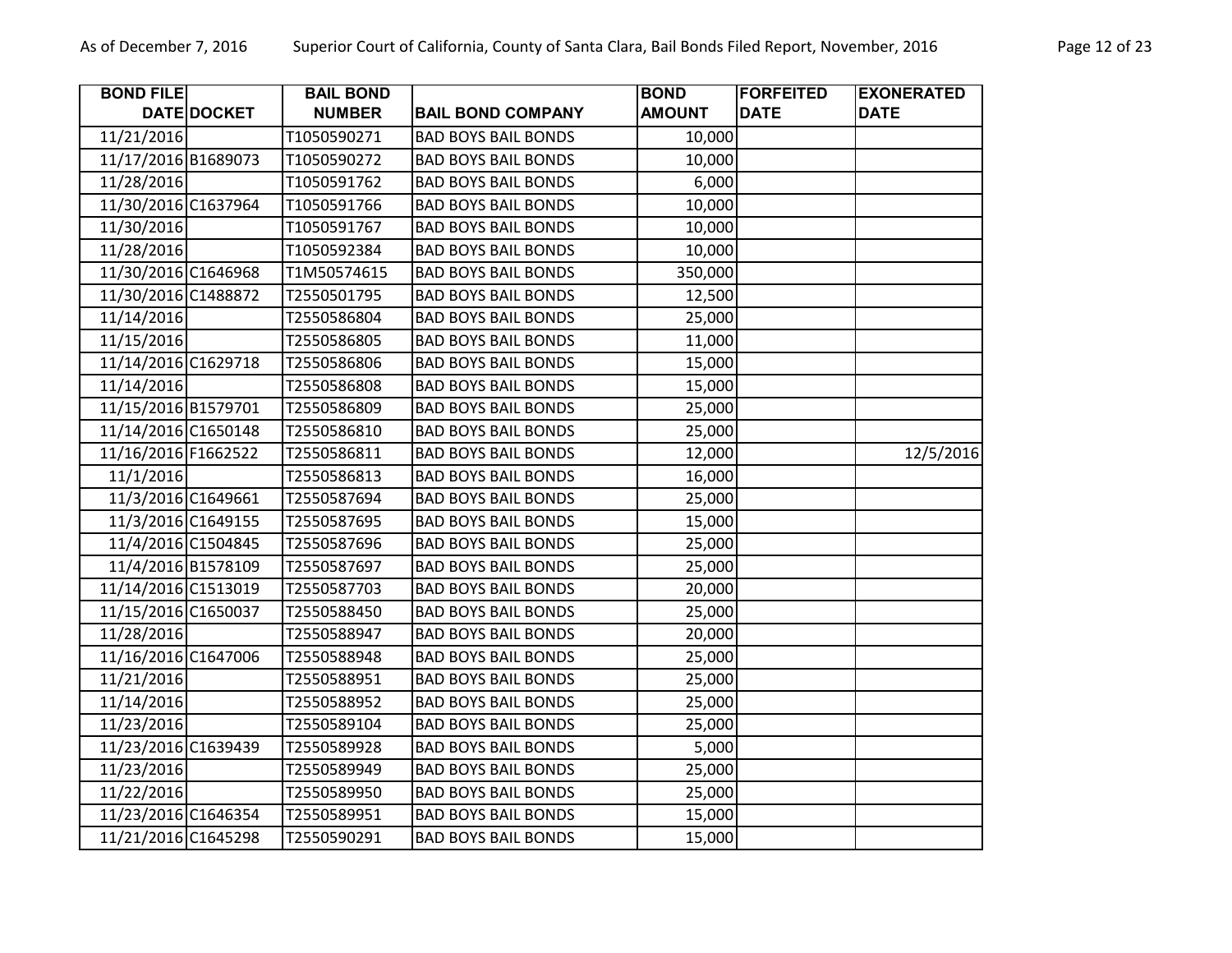| BOND FILE DATE | DOCKET | BAIL BOND NUMBER | BAIL BOND COMPANY | BOND AMOUNT | FORFEITED DATE | EXONERATED DATE |
|---|---|---|---|---|---|---|
| 11/21/2016 | | T1050590271 | BAD BOYS BAIL BONDS | 10,000 | | |
| 11/17/2016 | B1689073 | T1050590272 | BAD BOYS BAIL BONDS | 10,000 | | |
| 11/28/2016 | | T1050591762 | BAD BOYS BAIL BONDS | 6,000 | | |
| 11/30/2016 | C1637964 | T1050591766 | BAD BOYS BAIL BONDS | 10,000 | | |
| 11/30/2016 | | T1050591767 | BAD BOYS BAIL BONDS | 10,000 | | |
| 11/28/2016 | | T1050592384 | BAD BOYS BAIL BONDS | 10,000 | | |
| 11/30/2016 | C1646968 | T1M50574615 | BAD BOYS BAIL BONDS | 350,000 | | |
| 11/30/2016 | C1488872 | T2550501795 | BAD BOYS BAIL BONDS | 12,500 | | |
| 11/14/2016 | | T2550586804 | BAD BOYS BAIL BONDS | 25,000 | | |
| 11/15/2016 | | T2550586805 | BAD BOYS BAIL BONDS | 11,000 | | |
| 11/14/2016 | C1629718 | T2550586806 | BAD BOYS BAIL BONDS | 15,000 | | |
| 11/14/2016 | | T2550586808 | BAD BOYS BAIL BONDS | 15,000 | | |
| 11/15/2016 | B1579701 | T2550586809 | BAD BOYS BAIL BONDS | 25,000 | | |
| 11/14/2016 | C1650148 | T2550586810 | BAD BOYS BAIL BONDS | 25,000 | | |
| 11/16/2016 | F1662522 | T2550586811 | BAD BOYS BAIL BONDS | 12,000 | | 12/5/2016 |
| 11/1/2016 | | T2550586813 | BAD BOYS BAIL BONDS | 16,000 | | |
| 11/3/2016 | C1649661 | T2550587694 | BAD BOYS BAIL BONDS | 25,000 | | |
| 11/3/2016 | C1649155 | T2550587695 | BAD BOYS BAIL BONDS | 15,000 | | |
| 11/4/2016 | C1504845 | T2550587696 | BAD BOYS BAIL BONDS | 25,000 | | |
| 11/4/2016 | B1578109 | T2550587697 | BAD BOYS BAIL BONDS | 25,000 | | |
| 11/14/2016 | C1513019 | T2550587703 | BAD BOYS BAIL BONDS | 20,000 | | |
| 11/15/2016 | C1650037 | T2550588450 | BAD BOYS BAIL BONDS | 25,000 | | |
| 11/28/2016 | | T2550588947 | BAD BOYS BAIL BONDS | 20,000 | | |
| 11/16/2016 | C1647006 | T2550588948 | BAD BOYS BAIL BONDS | 25,000 | | |
| 11/21/2016 | | T2550588951 | BAD BOYS BAIL BONDS | 25,000 | | |
| 11/14/2016 | | T2550588952 | BAD BOYS BAIL BONDS | 25,000 | | |
| 11/23/2016 | | T2550589104 | BAD BOYS BAIL BONDS | 25,000 | | |
| 11/23/2016 | C1639439 | T2550589928 | BAD BOYS BAIL BONDS | 5,000 | | |
| 11/23/2016 | | T2550589949 | BAD BOYS BAIL BONDS | 25,000 | | |
| 11/22/2016 | | T2550589950 | BAD BOYS BAIL BONDS | 25,000 | | |
| 11/23/2016 | C1646354 | T2550589951 | BAD BOYS BAIL BONDS | 15,000 | | |
| 11/21/2016 | C1645298 | T2550590291 | BAD BOYS BAIL BONDS | 15,000 | | |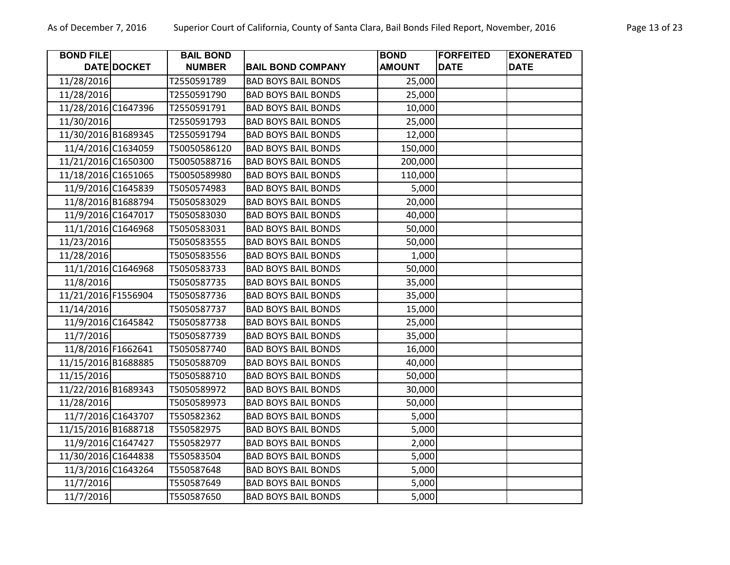| BOND FILE DATE | DOCKET | BAIL BOND NUMBER | BAIL BOND COMPANY | BOND AMOUNT | FORFEITED DATE | EXONERATED DATE |
|---|---|---|---|---|---|---|
| 11/28/2016 | | T2550591789 | BAD BOYS BAIL BONDS | 25,000 | | |
| 11/28/2016 | | T2550591790 | BAD BOYS BAIL BONDS | 25,000 | | |
| 11/28/2016 | C1647396 | T2550591791 | BAD BOYS BAIL BONDS | 10,000 | | |
| 11/30/2016 | | T2550591793 | BAD BOYS BAIL BONDS | 25,000 | | |
| 11/30/2016 | B1689345 | T2550591794 | BAD BOYS BAIL BONDS | 12,000 | | |
| 11/4/2016 | C1634059 | T50050586120 | BAD BOYS BAIL BONDS | 150,000 | | |
| 11/21/2016 | C1650300 | T50050588716 | BAD BOYS BAIL BONDS | 200,000 | | |
| 11/18/2016 | C1651065 | T50050589980 | BAD BOYS BAIL BONDS | 110,000 | | |
| 11/9/2016 | C1645839 | T5050574983 | BAD BOYS BAIL BONDS | 5,000 | | |
| 11/8/2016 | B1688794 | T5050583029 | BAD BOYS BAIL BONDS | 20,000 | | |
| 11/9/2016 | C1647017 | T5050583030 | BAD BOYS BAIL BONDS | 40,000 | | |
| 11/1/2016 | C1646968 | T5050583031 | BAD BOYS BAIL BONDS | 50,000 | | |
| 11/23/2016 | | T5050583555 | BAD BOYS BAIL BONDS | 50,000 | | |
| 11/28/2016 | | T5050583556 | BAD BOYS BAIL BONDS | 1,000 | | |
| 11/1/2016 | C1646968 | T5050583733 | BAD BOYS BAIL BONDS | 50,000 | | |
| 11/8/2016 | | T5050587735 | BAD BOYS BAIL BONDS | 35,000 | | |
| 11/21/2016 | F1556904 | T5050587736 | BAD BOYS BAIL BONDS | 35,000 | | |
| 11/14/2016 | | T5050587737 | BAD BOYS BAIL BONDS | 15,000 | | |
| 11/9/2016 | C1645842 | T5050587738 | BAD BOYS BAIL BONDS | 25,000 | | |
| 11/7/2016 | | T5050587739 | BAD BOYS BAIL BONDS | 35,000 | | |
| 11/8/2016 | F1662641 | T5050587740 | BAD BOYS BAIL BONDS | 16,000 | | |
| 11/15/2016 | B1688885 | T5050588709 | BAD BOYS BAIL BONDS | 40,000 | | |
| 11/15/2016 | | T5050588710 | BAD BOYS BAIL BONDS | 50,000 | | |
| 11/22/2016 | B1689343 | T5050589972 | BAD BOYS BAIL BONDS | 30,000 | | |
| 11/28/2016 | | T5050589973 | BAD BOYS BAIL BONDS | 50,000 | | |
| 11/7/2016 | C1643707 | T550582362 | BAD BOYS BAIL BONDS | 5,000 | | |
| 11/15/2016 | B1688718 | T550582975 | BAD BOYS BAIL BONDS | 5,000 | | |
| 11/9/2016 | C1647427 | T550582977 | BAD BOYS BAIL BONDS | 2,000 | | |
| 11/30/2016 | C1644838 | T550583504 | BAD BOYS BAIL BONDS | 5,000 | | |
| 11/3/2016 | C1643264 | T550587648 | BAD BOYS BAIL BONDS | 5,000 | | |
| 11/7/2016 | | T550587649 | BAD BOYS BAIL BONDS | 5,000 | | |
| 11/7/2016 | | T550587650 | BAD BOYS BAIL BONDS | 5,000 | | |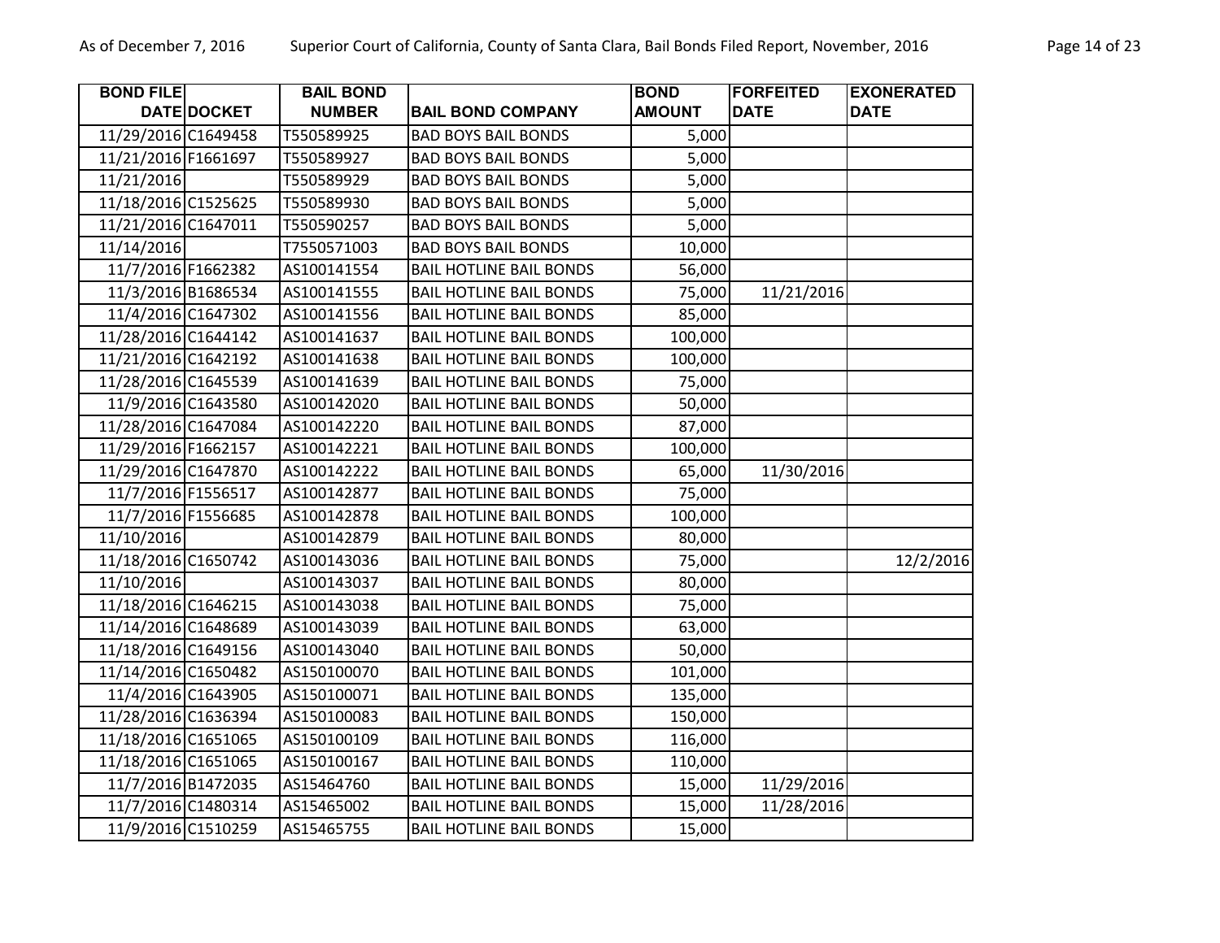| BOND FILE DATE | DOCKET | BAIL BOND NUMBER | BAIL BOND COMPANY | BOND AMOUNT | FORFEITED DATE | EXONERATED DATE |
|---|---|---|---|---|---|---|
| 11/29/2016 | C1649458 | T550589925 | BAD BOYS BAIL BONDS | 5,000 | | |
| 11/21/2016 | F1661697 | T550589927 | BAD BOYS BAIL BONDS | 5,000 | | |
| 11/21/2016 | | T550589929 | BAD BOYS BAIL BONDS | 5,000 | | |
| 11/18/2016 | C1525625 | T550589930 | BAD BOYS BAIL BONDS | 5,000 | | |
| 11/21/2016 | C1647011 | T550590257 | BAD BOYS BAIL BONDS | 5,000 | | |
| 11/14/2016 | | T7550571003 | BAD BOYS BAIL BONDS | 10,000 | | |
| 11/7/2016 | F1662382 | AS100141554 | BAIL HOTLINE BAIL BONDS | 56,000 | | |
| 11/3/2016 | B1686534 | AS100141555 | BAIL HOTLINE BAIL BONDS | 75,000 | 11/21/2016 | |
| 11/4/2016 | C1647302 | AS100141556 | BAIL HOTLINE BAIL BONDS | 85,000 | | |
| 11/28/2016 | C1644142 | AS100141637 | BAIL HOTLINE BAIL BONDS | 100,000 | | |
| 11/21/2016 | C1642192 | AS100141638 | BAIL HOTLINE BAIL BONDS | 100,000 | | |
| 11/28/2016 | C1645539 | AS100141639 | BAIL HOTLINE BAIL BONDS | 75,000 | | |
| 11/9/2016 | C1643580 | AS100142020 | BAIL HOTLINE BAIL BONDS | 50,000 | | |
| 11/28/2016 | C1647084 | AS100142220 | BAIL HOTLINE BAIL BONDS | 87,000 | | |
| 11/29/2016 | F1662157 | AS100142221 | BAIL HOTLINE BAIL BONDS | 100,000 | | |
| 11/29/2016 | C1647870 | AS100142222 | BAIL HOTLINE BAIL BONDS | 65,000 | 11/30/2016 | |
| 11/7/2016 | F1556517 | AS100142877 | BAIL HOTLINE BAIL BONDS | 75,000 | | |
| 11/7/2016 | F1556685 | AS100142878 | BAIL HOTLINE BAIL BONDS | 100,000 | | |
| 11/10/2016 | | AS100142879 | BAIL HOTLINE BAIL BONDS | 80,000 | | |
| 11/18/2016 | C1650742 | AS100143036 | BAIL HOTLINE BAIL BONDS | 75,000 | | 12/2/2016 |
| 11/10/2016 | | AS100143037 | BAIL HOTLINE BAIL BONDS | 80,000 | | |
| 11/18/2016 | C1646215 | AS100143038 | BAIL HOTLINE BAIL BONDS | 75,000 | | |
| 11/14/2016 | C1648689 | AS100143039 | BAIL HOTLINE BAIL BONDS | 63,000 | | |
| 11/18/2016 | C1649156 | AS100143040 | BAIL HOTLINE BAIL BONDS | 50,000 | | |
| 11/14/2016 | C1650482 | AS150100070 | BAIL HOTLINE BAIL BONDS | 101,000 | | |
| 11/4/2016 | C1643905 | AS150100071 | BAIL HOTLINE BAIL BONDS | 135,000 | | |
| 11/28/2016 | C1636394 | AS150100083 | BAIL HOTLINE BAIL BONDS | 150,000 | | |
| 11/18/2016 | C1651065 | AS150100109 | BAIL HOTLINE BAIL BONDS | 116,000 | | |
| 11/18/2016 | C1651065 | AS150100167 | BAIL HOTLINE BAIL BONDS | 110,000 | | |
| 11/7/2016 | B1472035 | AS15464760 | BAIL HOTLINE BAIL BONDS | 15,000 | 11/29/2016 | |
| 11/7/2016 | C1480314 | AS15465002 | BAIL HOTLINE BAIL BONDS | 15,000 | 11/28/2016 | |
| 11/9/2016 | C1510259 | AS15465755 | BAIL HOTLINE BAIL BONDS | 15,000 | | |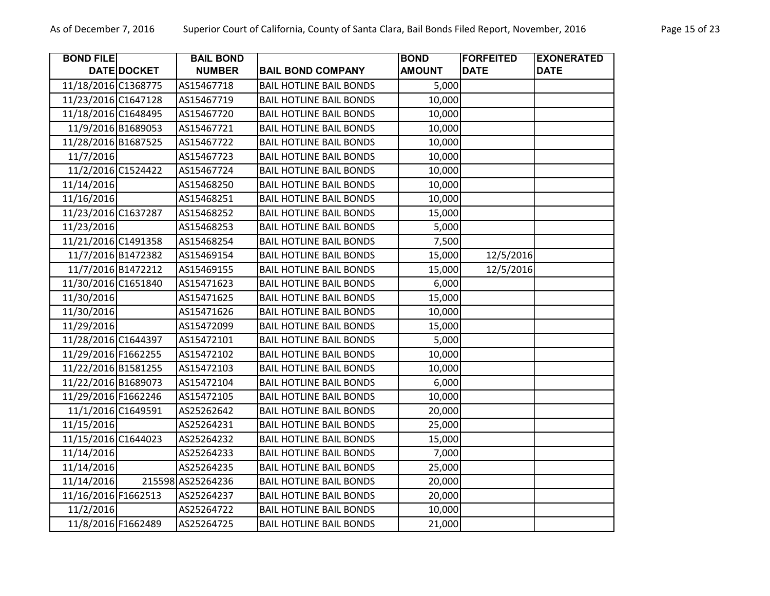| BOND FILE DATE | DOCKET | BAIL BOND NUMBER | BAIL BOND COMPANY | BOND AMOUNT | FORFEITED DATE | EXONERATED DATE |
|---|---|---|---|---|---|---|
| 11/18/2016 | C1368775 | AS15467718 | BAIL HOTLINE BAIL BONDS | 5,000 | | |
| 11/23/2016 | C1647128 | AS15467719 | BAIL HOTLINE BAIL BONDS | 10,000 | | |
| 11/18/2016 | C1648495 | AS15467720 | BAIL HOTLINE BAIL BONDS | 10,000 | | |
| 11/9/2016 | B1689053 | AS15467721 | BAIL HOTLINE BAIL BONDS | 10,000 | | |
| 11/28/2016 | B1687525 | AS15467722 | BAIL HOTLINE BAIL BONDS | 10,000 | | |
| 11/7/2016 | | AS15467723 | BAIL HOTLINE BAIL BONDS | 10,000 | | |
| 11/2/2016 | C1524422 | AS15467724 | BAIL HOTLINE BAIL BONDS | 10,000 | | |
| 11/14/2016 | | AS15468250 | BAIL HOTLINE BAIL BONDS | 10,000 | | |
| 11/16/2016 | | AS15468251 | BAIL HOTLINE BAIL BONDS | 10,000 | | |
| 11/23/2016 | C1637287 | AS15468252 | BAIL HOTLINE BAIL BONDS | 15,000 | | |
| 11/23/2016 | | AS15468253 | BAIL HOTLINE BAIL BONDS | 5,000 | | |
| 11/21/2016 | C1491358 | AS15468254 | BAIL HOTLINE BAIL BONDS | 7,500 | | |
| 11/7/2016 | B1472382 | AS15469154 | BAIL HOTLINE BAIL BONDS | 15,000 | 12/5/2016 | |
| 11/7/2016 | B1472212 | AS15469155 | BAIL HOTLINE BAIL BONDS | 15,000 | 12/5/2016 | |
| 11/30/2016 | C1651840 | AS15471623 | BAIL HOTLINE BAIL BONDS | 6,000 | | |
| 11/30/2016 | | AS15471625 | BAIL HOTLINE BAIL BONDS | 15,000 | | |
| 11/30/2016 | | AS15471626 | BAIL HOTLINE BAIL BONDS | 10,000 | | |
| 11/29/2016 | | AS15472099 | BAIL HOTLINE BAIL BONDS | 15,000 | | |
| 11/28/2016 | C1644397 | AS15472101 | BAIL HOTLINE BAIL BONDS | 5,000 | | |
| 11/29/2016 | F1662255 | AS15472102 | BAIL HOTLINE BAIL BONDS | 10,000 | | |
| 11/22/2016 | B1581255 | AS15472103 | BAIL HOTLINE BAIL BONDS | 10,000 | | |
| 11/22/2016 | B1689073 | AS15472104 | BAIL HOTLINE BAIL BONDS | 6,000 | | |
| 11/29/2016 | F1662246 | AS15472105 | BAIL HOTLINE BAIL BONDS | 10,000 | | |
| 11/1/2016 | C1649591 | AS25262642 | BAIL HOTLINE BAIL BONDS | 20,000 | | |
| 11/15/2016 | | AS25264231 | BAIL HOTLINE BAIL BONDS | 25,000 | | |
| 11/15/2016 | C1644023 | AS25264232 | BAIL HOTLINE BAIL BONDS | 15,000 | | |
| 11/14/2016 | | AS25264233 | BAIL HOTLINE BAIL BONDS | 7,000 | | |
| 11/14/2016 | | AS25264235 | BAIL HOTLINE BAIL BONDS | 25,000 | | |
| 11/14/2016 | 215598 | AS25264236 | BAIL HOTLINE BAIL BONDS | 20,000 | | |
| 11/16/2016 | F1662513 | AS25264237 | BAIL HOTLINE BAIL BONDS | 20,000 | | |
| 11/2/2016 | | AS25264722 | BAIL HOTLINE BAIL BONDS | 10,000 | | |
| 11/8/2016 | F1662489 | AS25264725 | BAIL HOTLINE BAIL BONDS | 21,000 | | |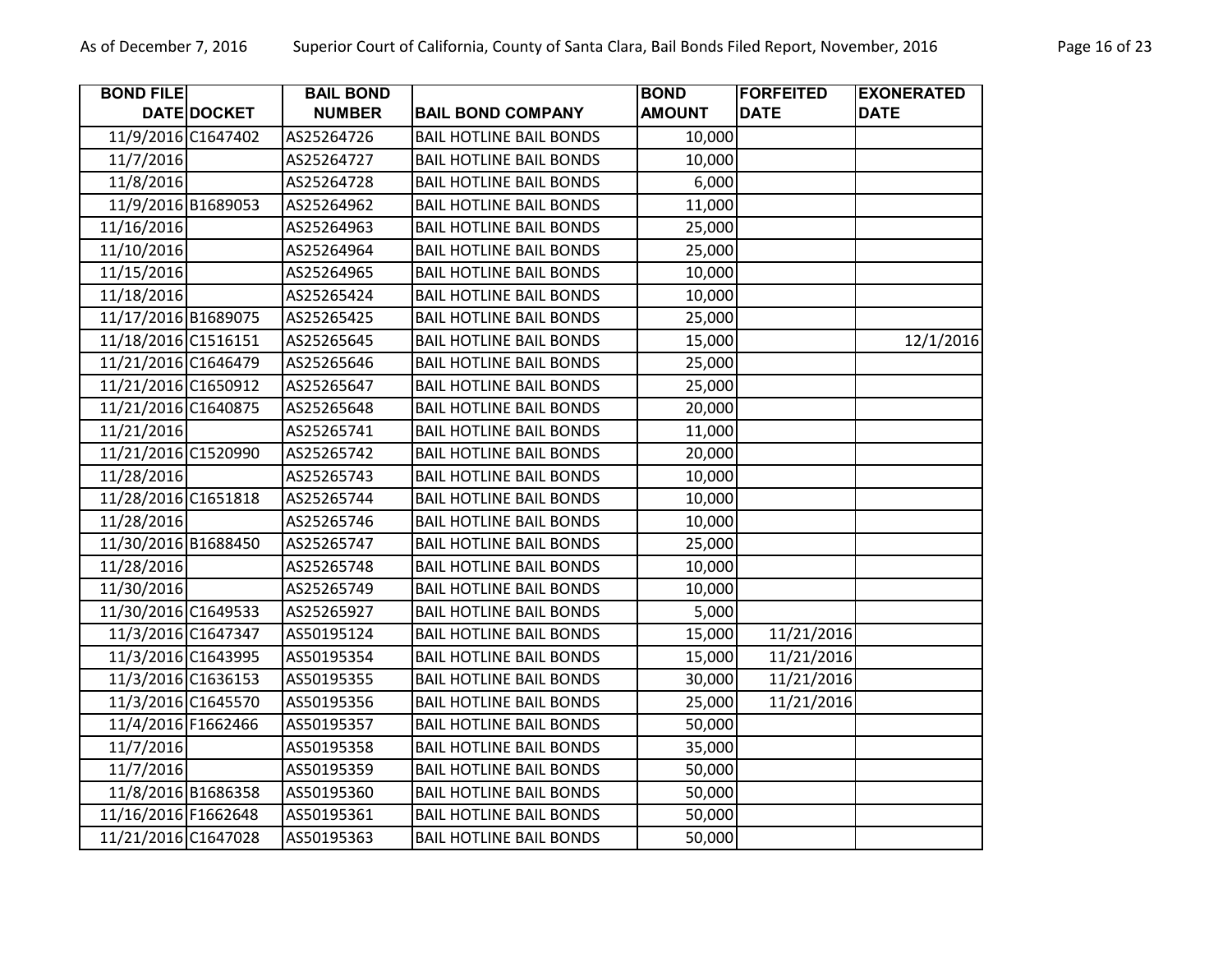| BOND FILE DATE | DOCKET | BAIL BOND NUMBER | BAIL BOND COMPANY | BOND AMOUNT | FORFEITED DATE | EXONERATED DATE |
|---|---|---|---|---|---|---|
| 11/9/2016 | C1647402 | AS25264726 | BAIL HOTLINE BAIL BONDS | 10,000 | | |
| 11/7/2016 | | AS25264727 | BAIL HOTLINE BAIL BONDS | 10,000 | | |
| 11/8/2016 | | AS25264728 | BAIL HOTLINE BAIL BONDS | 6,000 | | |
| 11/9/2016 | B1689053 | AS25264962 | BAIL HOTLINE BAIL BONDS | 11,000 | | |
| 11/16/2016 | | AS25264963 | BAIL HOTLINE BAIL BONDS | 25,000 | | |
| 11/10/2016 | | AS25264964 | BAIL HOTLINE BAIL BONDS | 25,000 | | |
| 11/15/2016 | | AS25264965 | BAIL HOTLINE BAIL BONDS | 10,000 | | |
| 11/18/2016 | | AS25265424 | BAIL HOTLINE BAIL BONDS | 10,000 | | |
| 11/17/2016 | B1689075 | AS25265425 | BAIL HOTLINE BAIL BONDS | 25,000 | | |
| 11/18/2016 | C1516151 | AS25265645 | BAIL HOTLINE BAIL BONDS | 15,000 | | 12/1/2016 |
| 11/21/2016 | C1646479 | AS25265646 | BAIL HOTLINE BAIL BONDS | 25,000 | | |
| 11/21/2016 | C1650912 | AS25265647 | BAIL HOTLINE BAIL BONDS | 25,000 | | |
| 11/21/2016 | C1640875 | AS25265648 | BAIL HOTLINE BAIL BONDS | 20,000 | | |
| 11/21/2016 | | AS25265741 | BAIL HOTLINE BAIL BONDS | 11,000 | | |
| 11/21/2016 | C1520990 | AS25265742 | BAIL HOTLINE BAIL BONDS | 20,000 | | |
| 11/28/2016 | | AS25265743 | BAIL HOTLINE BAIL BONDS | 10,000 | | |
| 11/28/2016 | C1651818 | AS25265744 | BAIL HOTLINE BAIL BONDS | 10,000 | | |
| 11/28/2016 | | AS25265746 | BAIL HOTLINE BAIL BONDS | 10,000 | | |
| 11/30/2016 | B1688450 | AS25265747 | BAIL HOTLINE BAIL BONDS | 25,000 | | |
| 11/28/2016 | | AS25265748 | BAIL HOTLINE BAIL BONDS | 10,000 | | |
| 11/30/2016 | | AS25265749 | BAIL HOTLINE BAIL BONDS | 10,000 | | |
| 11/30/2016 | C1649533 | AS25265927 | BAIL HOTLINE BAIL BONDS | 5,000 | | |
| 11/3/2016 | C1647347 | AS50195124 | BAIL HOTLINE BAIL BONDS | 15,000 | 11/21/2016 | |
| 11/3/2016 | C1643995 | AS50195354 | BAIL HOTLINE BAIL BONDS | 15,000 | 11/21/2016 | |
| 11/3/2016 | C1636153 | AS50195355 | BAIL HOTLINE BAIL BONDS | 30,000 | 11/21/2016 | |
| 11/3/2016 | C1645570 | AS50195356 | BAIL HOTLINE BAIL BONDS | 25,000 | 11/21/2016 | |
| 11/4/2016 | F1662466 | AS50195357 | BAIL HOTLINE BAIL BONDS | 50,000 | | |
| 11/7/2016 | | AS50195358 | BAIL HOTLINE BAIL BONDS | 35,000 | | |
| 11/7/2016 | | AS50195359 | BAIL HOTLINE BAIL BONDS | 50,000 | | |
| 11/8/2016 | B1686358 | AS50195360 | BAIL HOTLINE BAIL BONDS | 50,000 | | |
| 11/16/2016 | F1662648 | AS50195361 | BAIL HOTLINE BAIL BONDS | 50,000 | | |
| 11/21/2016 | C1647028 | AS50195363 | BAIL HOTLINE BAIL BONDS | 50,000 | | |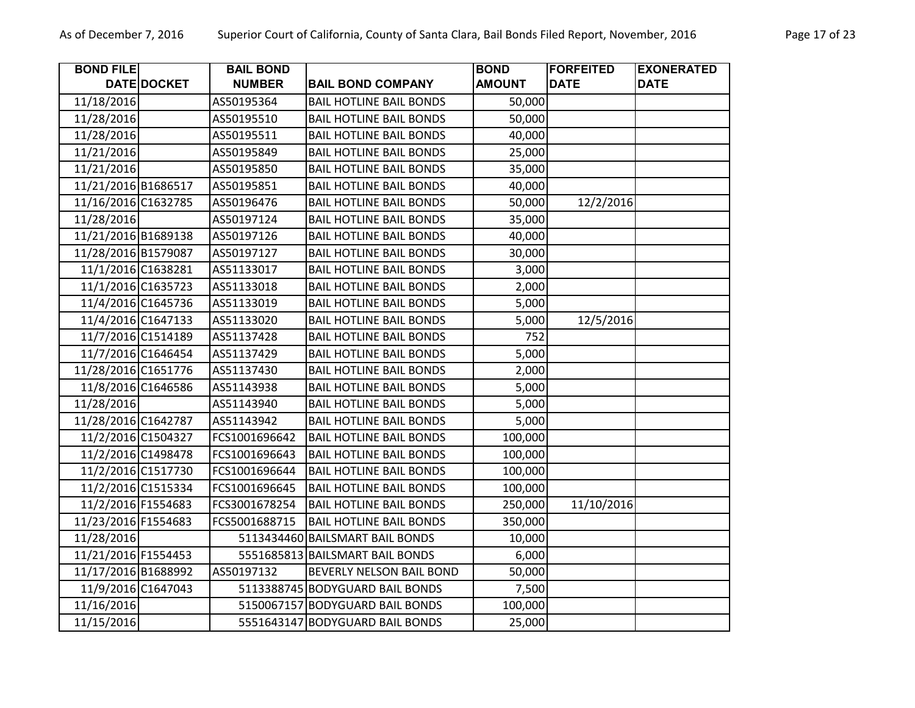| BOND FILE DATE | DOCKET | BAIL BOND NUMBER | BAIL BOND COMPANY | BOND AMOUNT | FORFEITED DATE | EXONERATED DATE |
|---|---|---|---|---|---|---|
| 11/18/2016 | | AS50195364 | BAIL HOTLINE BAIL BONDS | 50,000 | | |
| 11/28/2016 | | AS50195510 | BAIL HOTLINE BAIL BONDS | 50,000 | | |
| 11/28/2016 | | AS50195511 | BAIL HOTLINE BAIL BONDS | 40,000 | | |
| 11/21/2016 | | AS50195849 | BAIL HOTLINE BAIL BONDS | 25,000 | | |
| 11/21/2016 | | AS50195850 | BAIL HOTLINE BAIL BONDS | 35,000 | | |
| 11/21/2016 | B1686517 | AS50195851 | BAIL HOTLINE BAIL BONDS | 40,000 | | |
| 11/16/2016 | C1632785 | AS50196476 | BAIL HOTLINE BAIL BONDS | 50,000 | 12/2/2016 | |
| 11/28/2016 | | AS50197124 | BAIL HOTLINE BAIL BONDS | 35,000 | | |
| 11/21/2016 | B1689138 | AS50197126 | BAIL HOTLINE BAIL BONDS | 40,000 | | |
| 11/28/2016 | B1579087 | AS50197127 | BAIL HOTLINE BAIL BONDS | 30,000 | | |
| 11/1/2016 | C1638281 | AS51133017 | BAIL HOTLINE BAIL BONDS | 3,000 | | |
| 11/1/2016 | C1635723 | AS51133018 | BAIL HOTLINE BAIL BONDS | 2,000 | | |
| 11/4/2016 | C1645736 | AS51133019 | BAIL HOTLINE BAIL BONDS | 5,000 | | |
| 11/4/2016 | C1647133 | AS51133020 | BAIL HOTLINE BAIL BONDS | 5,000 | 12/5/2016 | |
| 11/7/2016 | C1514189 | AS51137428 | BAIL HOTLINE BAIL BONDS | 752 | | |
| 11/7/2016 | C1646454 | AS51137429 | BAIL HOTLINE BAIL BONDS | 5,000 | | |
| 11/28/2016 | C1651776 | AS51137430 | BAIL HOTLINE BAIL BONDS | 2,000 | | |
| 11/8/2016 | C1646586 | AS51143938 | BAIL HOTLINE BAIL BONDS | 5,000 | | |
| 11/28/2016 | | AS51143940 | BAIL HOTLINE BAIL BONDS | 5,000 | | |
| 11/28/2016 | C1642787 | AS51143942 | BAIL HOTLINE BAIL BONDS | 5,000 | | |
| 11/2/2016 | C1504327 | FCS1001696642 | BAIL HOTLINE BAIL BONDS | 100,000 | | |
| 11/2/2016 | C1498478 | FCS1001696643 | BAIL HOTLINE BAIL BONDS | 100,000 | | |
| 11/2/2016 | C1517730 | FCS1001696644 | BAIL HOTLINE BAIL BONDS | 100,000 | | |
| 11/2/2016 | C1515334 | FCS1001696645 | BAIL HOTLINE BAIL BONDS | 100,000 | | |
| 11/2/2016 | F1554683 | FCS3001678254 | BAIL HOTLINE BAIL BONDS | 250,000 | 11/10/2016 | |
| 11/23/2016 | F1554683 | FCS5001688715 | BAIL HOTLINE BAIL BONDS | 350,000 | | |
| 11/28/2016 | | 5113434460 | BAILSMART BAIL BONDS | 10,000 | | |
| 11/21/2016 | F1554453 | 5551685813 | BAILSMART BAIL BONDS | 6,000 | | |
| 11/17/2016 | B1688992 | AS50197132 | BEVERLY NELSON BAIL BOND | 50,000 | | |
| 11/9/2016 | C1647043 | 5113388745 | BODYGUARD BAIL BONDS | 7,500 | | |
| 11/16/2016 | | 5150067157 | BODYGUARD BAIL BONDS | 100,000 | | |
| 11/15/2016 | | 5551643147 | BODYGUARD BAIL BONDS | 25,000 | | |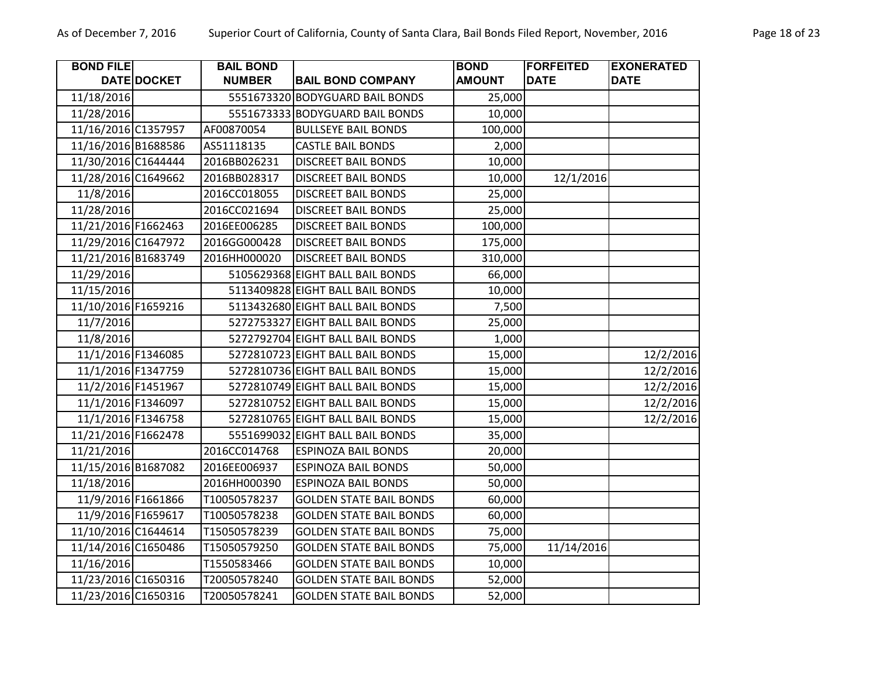| BOND FILE DATE | DOCKET | BAIL BOND NUMBER | BAIL BOND COMPANY | BOND AMOUNT | FORFEITED DATE | EXONERATED DATE |
|---|---|---|---|---|---|---|
| 11/18/2016 | | 5551673320 | BODYGUARD BAIL BONDS | 25,000 | | |
| 11/28/2016 | | 5551673333 | BODYGUARD BAIL BONDS | 10,000 | | |
| 11/16/2016 | C1357957 | AF00870054 | BULLSEYE BAIL BONDS | 100,000 | | |
| 11/16/2016 | B1688586 | AS51118135 | CASTLE BAIL BONDS | 2,000 | | |
| 11/30/2016 | C1644444 | 2016BB026231 | DISCREET BAIL BONDS | 10,000 | | |
| 11/28/2016 | C1649662 | 2016BB028317 | DISCREET BAIL BONDS | 10,000 | 12/1/2016 | |
| 11/8/2016 | | 2016CC018055 | DISCREET BAIL BONDS | 25,000 | | |
| 11/28/2016 | | 2016CC021694 | DISCREET BAIL BONDS | 25,000 | | |
| 11/21/2016 | F1662463 | 2016EE006285 | DISCREET BAIL BONDS | 100,000 | | |
| 11/29/2016 | C1647972 | 2016GG000428 | DISCREET BAIL BONDS | 175,000 | | |
| 11/21/2016 | B1683749 | 2016HH000020 | DISCREET BAIL BONDS | 310,000 | | |
| 11/29/2016 | | 5105629368 | EIGHT BALL BAIL BONDS | 66,000 | | |
| 11/15/2016 | | 5113409828 | EIGHT BALL BAIL BONDS | 10,000 | | |
| 11/10/2016 | F1659216 | 5113432680 | EIGHT BALL BAIL BONDS | 7,500 | | |
| 11/7/2016 | | 5272753327 | EIGHT BALL BAIL BONDS | 25,000 | | |
| 11/8/2016 | | 5272792704 | EIGHT BALL BAIL BONDS | 1,000 | | |
| 11/1/2016 | F1346085 | 5272810723 | EIGHT BALL BAIL BONDS | 15,000 | | 12/2/2016 |
| 11/1/2016 | F1347759 | 5272810736 | EIGHT BALL BAIL BONDS | 15,000 | | 12/2/2016 |
| 11/2/2016 | F1451967 | 5272810749 | EIGHT BALL BAIL BONDS | 15,000 | | 12/2/2016 |
| 11/1/2016 | F1346097 | 5272810752 | EIGHT BALL BAIL BONDS | 15,000 | | 12/2/2016 |
| 11/1/2016 | F1346758 | 5272810765 | EIGHT BALL BAIL BONDS | 15,000 | | 12/2/2016 |
| 11/21/2016 | F1662478 | 5551699032 | EIGHT BALL BAIL BONDS | 35,000 | | |
| 11/21/2016 | | 2016CC014768 | ESPINOZA BAIL BONDS | 20,000 | | |
| 11/15/2016 | B1687082 | 2016EE006937 | ESPINOZA BAIL BONDS | 50,000 | | |
| 11/18/2016 | | 2016HH000390 | ESPINOZA BAIL BONDS | 50,000 | | |
| 11/9/2016 | F1661866 | T10050578237 | GOLDEN STATE BAIL BONDS | 60,000 | | |
| 11/9/2016 | F1659617 | T10050578238 | GOLDEN STATE BAIL BONDS | 60,000 | | |
| 11/10/2016 | C1644614 | T15050578239 | GOLDEN STATE BAIL BONDS | 75,000 | | |
| 11/14/2016 | C1650486 | T15050579250 | GOLDEN STATE BAIL BONDS | 75,000 | 11/14/2016 | |
| 11/16/2016 | | T1550583466 | GOLDEN STATE BAIL BONDS | 10,000 | | |
| 11/23/2016 | C1650316 | T20050578240 | GOLDEN STATE BAIL BONDS | 52,000 | | |
| 11/23/2016 | C1650316 | T20050578241 | GOLDEN STATE BAIL BONDS | 52,000 | | |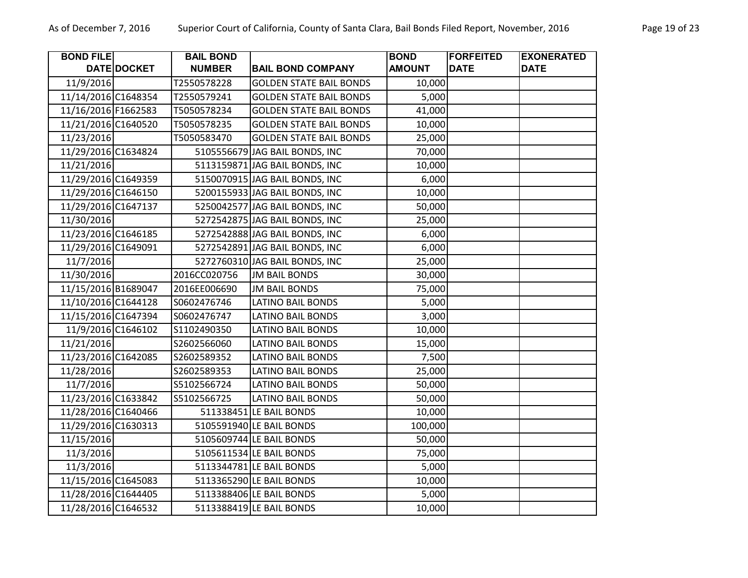| BOND FILE DATE | DOCKET | BAIL BOND NUMBER | BAIL BOND COMPANY | BOND AMOUNT | FORFEITED DATE | EXONERATED DATE |
|---|---|---|---|---|---|---|
| 11/9/2016 | | T2550578228 | GOLDEN STATE BAIL BONDS | 10,000 | | |
| 11/14/2016 | C1648354 | T2550579241 | GOLDEN STATE BAIL BONDS | 5,000 | | |
| 11/16/2016 | F1662583 | T5050578234 | GOLDEN STATE BAIL BONDS | 41,000 | | |
| 11/21/2016 | C1640520 | T5050578235 | GOLDEN STATE BAIL BONDS | 10,000 | | |
| 11/23/2016 | | T5050583470 | GOLDEN STATE BAIL BONDS | 25,000 | | |
| 11/29/2016 | C1634824 | 5105556679 | JAG BAIL BONDS, INC | 70,000 | | |
| 11/21/2016 | | 5113159871 | JAG BAIL BONDS, INC | 10,000 | | |
| 11/29/2016 | C1649359 | 5150070915 | JAG BAIL BONDS, INC | 6,000 | | |
| 11/29/2016 | C1646150 | 5200155933 | JAG BAIL BONDS, INC | 10,000 | | |
| 11/29/2016 | C1647137 | 5250042577 | JAG BAIL BONDS, INC | 50,000 | | |
| 11/30/2016 | | 5272542875 | JAG BAIL BONDS, INC | 25,000 | | |
| 11/23/2016 | C1646185 | 5272542888 | JAG BAIL BONDS, INC | 6,000 | | |
| 11/29/2016 | C1649091 | 5272542891 | JAG BAIL BONDS, INC | 6,000 | | |
| 11/7/2016 | | 5272760310 | JAG BAIL BONDS, INC | 25,000 | | |
| 11/30/2016 | | 2016CC020756 | JM BAIL BONDS | 30,000 | | |
| 11/15/2016 | B1689047 | 2016EE006690 | JM BAIL BONDS | 75,000 | | |
| 11/10/2016 | C1644128 | S0602476746 | LATINO BAIL BONDS | 5,000 | | |
| 11/15/2016 | C1647394 | S0602476747 | LATINO BAIL BONDS | 3,000 | | |
| 11/9/2016 | C1646102 | S1102490350 | LATINO BAIL BONDS | 10,000 | | |
| 11/21/2016 | | S2602566060 | LATINO BAIL BONDS | 15,000 | | |
| 11/23/2016 | C1642085 | S2602589352 | LATINO BAIL BONDS | 7,500 | | |
| 11/28/2016 | | S2602589353 | LATINO BAIL BONDS | 25,000 | | |
| 11/7/2016 | | S5102566724 | LATINO BAIL BONDS | 50,000 | | |
| 11/23/2016 | C1633842 | S5102566725 | LATINO BAIL BONDS | 50,000 | | |
| 11/28/2016 | C1640466 | 511338451 | LE BAIL BONDS | 10,000 | | |
| 11/29/2016 | C1630313 | 5105591940 | LE BAIL BONDS | 100,000 | | |
| 11/15/2016 | | 5105609744 | LE BAIL BONDS | 50,000 | | |
| 11/3/2016 | | 5105611534 | LE BAIL BONDS | 75,000 | | |
| 11/3/2016 | | 5113344781 | LE BAIL BONDS | 5,000 | | |
| 11/15/2016 | C1645083 | 5113365290 | LE BAIL BONDS | 10,000 | | |
| 11/28/2016 | C1644405 | 5113388406 | LE BAIL BONDS | 5,000 | | |
| 11/28/2016 | C1646532 | 5113388419 | LE BAIL BONDS | 10,000 | | |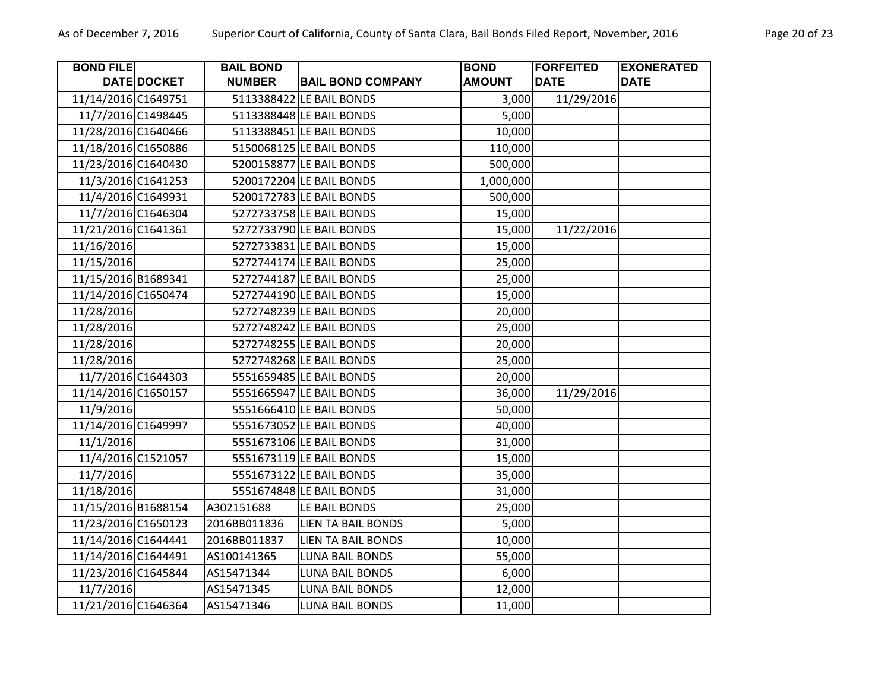| BOND FILE DATE | DOCKET | BAIL BOND NUMBER | BAIL BOND COMPANY | BOND AMOUNT | FORFEITED DATE | EXONERATED DATE |
|---|---|---|---|---|---|---|
| 11/14/2016 | C1649751 | 5113388422 | LE BAIL BONDS | 3,000 | 11/29/2016 | |
| 11/7/2016 | C1498445 | 5113388448 | LE BAIL BONDS | 5,000 | | |
| 11/28/2016 | C1640466 | 5113388451 | LE BAIL BONDS | 10,000 | | |
| 11/18/2016 | C1650886 | 5150068125 | LE BAIL BONDS | 110,000 | | |
| 11/23/2016 | C1640430 | 5200158877 | LE BAIL BONDS | 500,000 | | |
| 11/3/2016 | C1641253 | 5200172204 | LE BAIL BONDS | 1,000,000 | | |
| 11/4/2016 | C1649931 | 5200172783 | LE BAIL BONDS | 500,000 | | |
| 11/7/2016 | C1646304 | 5272733758 | LE BAIL BONDS | 15,000 | | |
| 11/21/2016 | C1641361 | 5272733790 | LE BAIL BONDS | 15,000 | 11/22/2016 | |
| 11/16/2016 | | 5272733831 | LE BAIL BONDS | 15,000 | | |
| 11/15/2016 | | 5272744174 | LE BAIL BONDS | 25,000 | | |
| 11/15/2016 | B1689341 | 5272744187 | LE BAIL BONDS | 25,000 | | |
| 11/14/2016 | C1650474 | 5272744190 | LE BAIL BONDS | 15,000 | | |
| 11/28/2016 | | 5272748239 | LE BAIL BONDS | 20,000 | | |
| 11/28/2016 | | 5272748242 | LE BAIL BONDS | 25,000 | | |
| 11/28/2016 | | 5272748255 | LE BAIL BONDS | 20,000 | | |
| 11/28/2016 | | 5272748268 | LE BAIL BONDS | 25,000 | | |
| 11/7/2016 | C1644303 | 5551659485 | LE BAIL BONDS | 20,000 | | |
| 11/14/2016 | C1650157 | 5551665947 | LE BAIL BONDS | 36,000 | 11/29/2016 | |
| 11/9/2016 | | 5551666410 | LE BAIL BONDS | 50,000 | | |
| 11/14/2016 | C1649997 | 5551673052 | LE BAIL BONDS | 40,000 | | |
| 11/1/2016 | | 5551673106 | LE BAIL BONDS | 31,000 | | |
| 11/4/2016 | C1521057 | 5551673119 | LE BAIL BONDS | 15,000 | | |
| 11/7/2016 | | 5551673122 | LE BAIL BONDS | 35,000 | | |
| 11/18/2016 | | 5551674848 | LE BAIL BONDS | 31,000 | | |
| 11/15/2016 | B1688154 | A302151688 | LE BAIL BONDS | 25,000 | | |
| 11/23/2016 | C1650123 | 2016BB011836 | LIEN TA BAIL BONDS | 5,000 | | |
| 11/14/2016 | C1644441 | 2016BB011837 | LIEN TA BAIL BONDS | 10,000 | | |
| 11/14/2016 | C1644491 | AS100141365 | LUNA BAIL BONDS | 55,000 | | |
| 11/23/2016 | C1645844 | AS15471344 | LUNA BAIL BONDS | 6,000 | | |
| 11/7/2016 | | AS15471345 | LUNA BAIL BONDS | 12,000 | | |
| 11/21/2016 | C1646364 | AS15471346 | LUNA BAIL BONDS | 11,000 | | |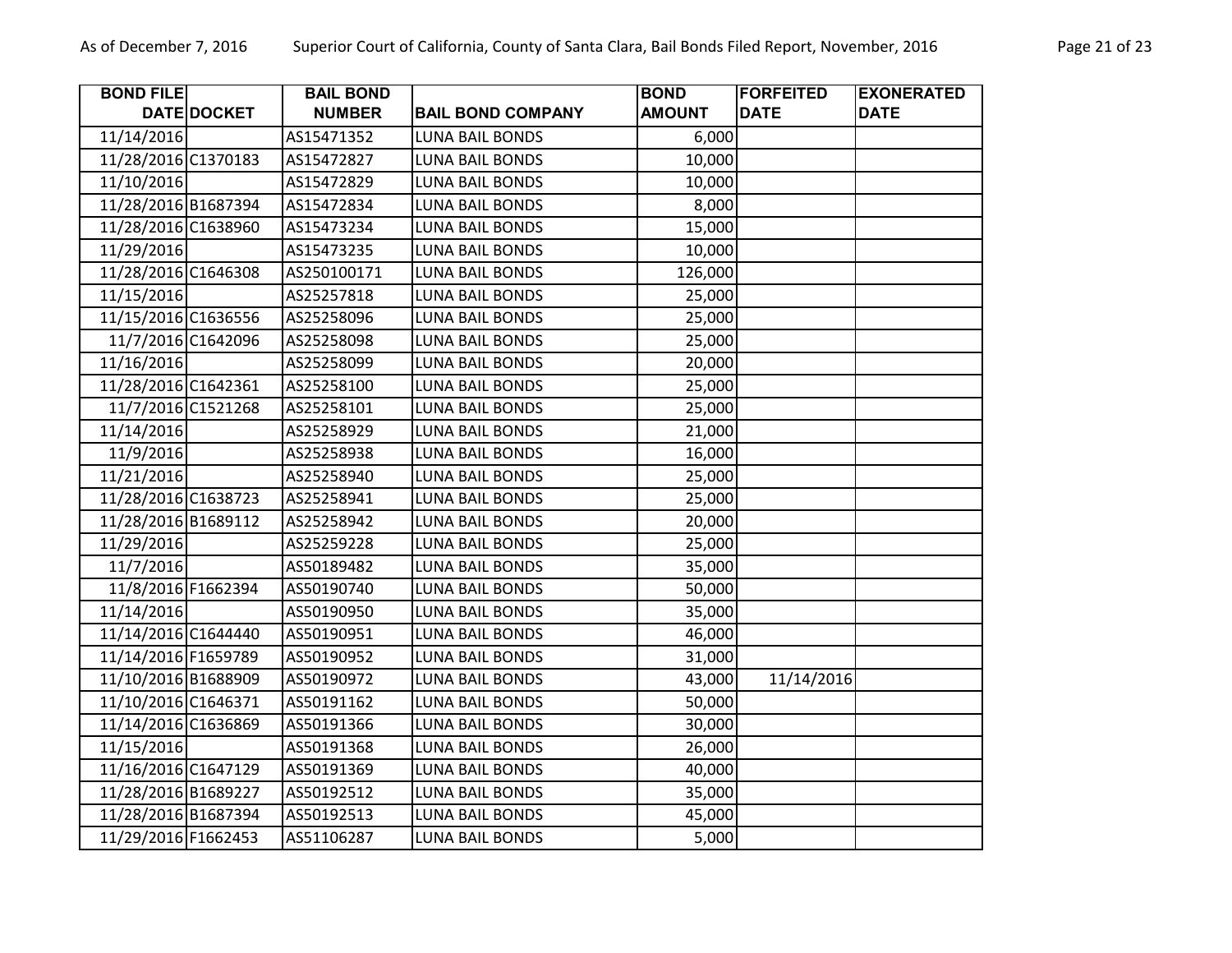| BOND FILE DATE | DOCKET | BAIL BOND NUMBER | BAIL BOND COMPANY | BOND AMOUNT | FORFEITED DATE | EXONERATED DATE |
|---|---|---|---|---|---|---|
| 11/14/2016 | | AS15471352 | LUNA BAIL BONDS | 6,000 | | |
| 11/28/2016 | C1370183 | AS15472827 | LUNA BAIL BONDS | 10,000 | | |
| 11/10/2016 | | AS15472829 | LUNA BAIL BONDS | 10,000 | | |
| 11/28/2016 | B1687394 | AS15472834 | LUNA BAIL BONDS | 8,000 | | |
| 11/28/2016 | C1638960 | AS15473234 | LUNA BAIL BONDS | 15,000 | | |
| 11/29/2016 | | AS15473235 | LUNA BAIL BONDS | 10,000 | | |
| 11/28/2016 | C1646308 | AS250100171 | LUNA BAIL BONDS | 126,000 | | |
| 11/15/2016 | | AS25257818 | LUNA BAIL BONDS | 25,000 | | |
| 11/15/2016 | C1636556 | AS25258096 | LUNA BAIL BONDS | 25,000 | | |
| 11/7/2016 | C1642096 | AS25258098 | LUNA BAIL BONDS | 25,000 | | |
| 11/16/2016 | | AS25258099 | LUNA BAIL BONDS | 20,000 | | |
| 11/28/2016 | C1642361 | AS25258100 | LUNA BAIL BONDS | 25,000 | | |
| 11/7/2016 | C1521268 | AS25258101 | LUNA BAIL BONDS | 25,000 | | |
| 11/14/2016 | | AS25258929 | LUNA BAIL BONDS | 21,000 | | |
| 11/9/2016 | | AS25258938 | LUNA BAIL BONDS | 16,000 | | |
| 11/21/2016 | | AS25258940 | LUNA BAIL BONDS | 25,000 | | |
| 11/28/2016 | C1638723 | AS25258941 | LUNA BAIL BONDS | 25,000 | | |
| 11/28/2016 | B1689112 | AS25258942 | LUNA BAIL BONDS | 20,000 | | |
| 11/29/2016 | | AS25259228 | LUNA BAIL BONDS | 25,000 | | |
| 11/7/2016 | | AS50189482 | LUNA BAIL BONDS | 35,000 | | |
| 11/8/2016 | F1662394 | AS50190740 | LUNA BAIL BONDS | 50,000 | | |
| 11/14/2016 | | AS50190950 | LUNA BAIL BONDS | 35,000 | | |
| 11/14/2016 | C1644440 | AS50190951 | LUNA BAIL BONDS | 46,000 | | |
| 11/14/2016 | F1659789 | AS50190952 | LUNA BAIL BONDS | 31,000 | | |
| 11/10/2016 | B1688909 | AS50190972 | LUNA BAIL BONDS | 43,000 | 11/14/2016 | |
| 11/10/2016 | C1646371 | AS50191162 | LUNA BAIL BONDS | 50,000 | | |
| 11/14/2016 | C1636869 | AS50191366 | LUNA BAIL BONDS | 30,000 | | |
| 11/15/2016 | | AS50191368 | LUNA BAIL BONDS | 26,000 | | |
| 11/16/2016 | C1647129 | AS50191369 | LUNA BAIL BONDS | 40,000 | | |
| 11/28/2016 | B1689227 | AS50192512 | LUNA BAIL BONDS | 35,000 | | |
| 11/28/2016 | B1687394 | AS50192513 | LUNA BAIL BONDS | 45,000 | | |
| 11/29/2016 | F1662453 | AS51106287 | LUNA BAIL BONDS | 5,000 | | |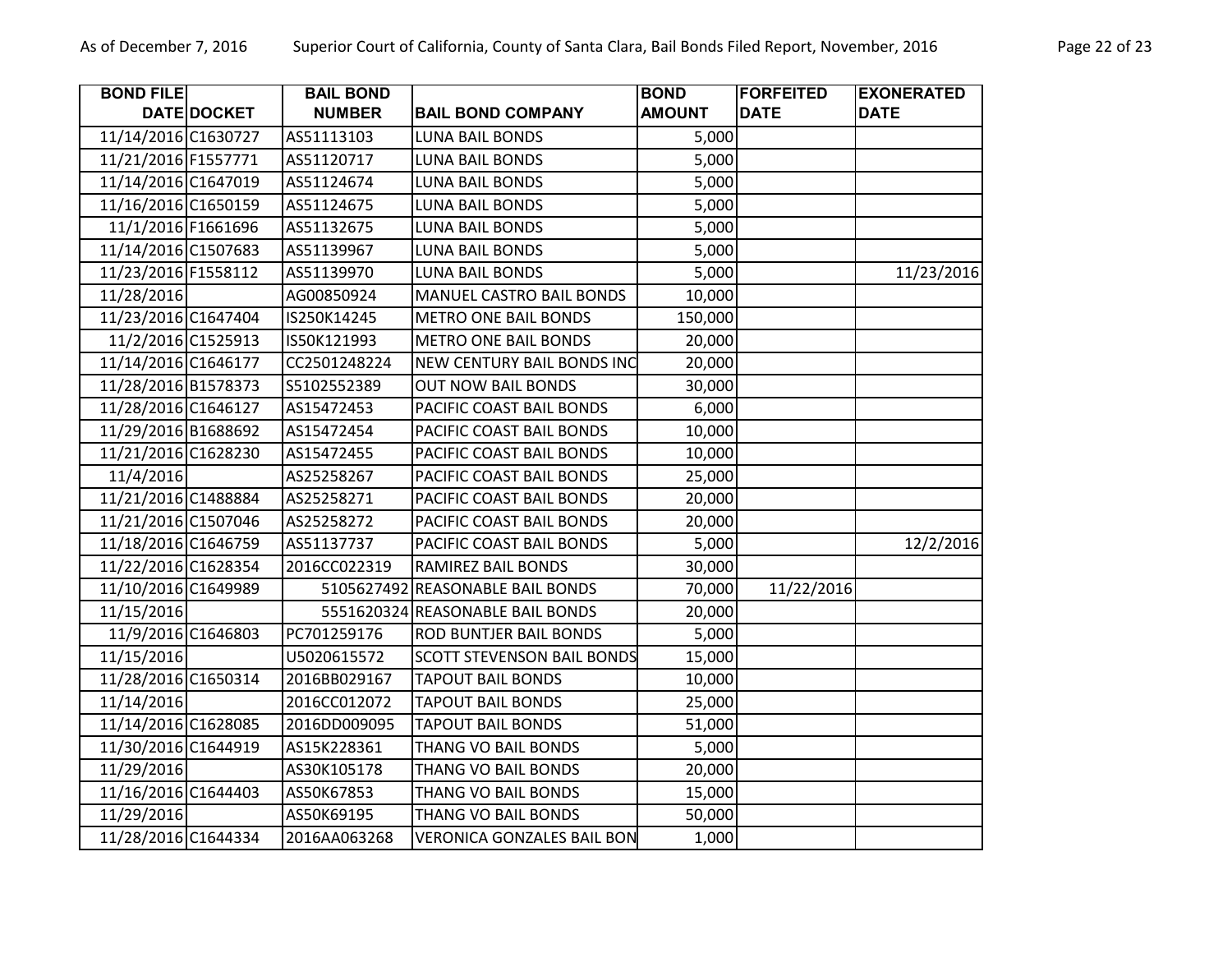| BOND FILE DATE | DOCKET | BAIL BOND NUMBER | BAIL BOND COMPANY | BOND AMOUNT | FORFEITED DATE | EXONERATED DATE |
|---|---|---|---|---|---|---|
| 11/14/2016 | C1630727 | AS51113103 | LUNA BAIL BONDS | 5,000 | | |
| 11/21/2016 | F1557771 | AS51120717 | LUNA BAIL BONDS | 5,000 | | |
| 11/14/2016 | C1647019 | AS51124674 | LUNA BAIL BONDS | 5,000 | | |
| 11/16/2016 | C1650159 | AS51124675 | LUNA BAIL BONDS | 5,000 | | |
| 11/1/2016 | F1661696 | AS51132675 | LUNA BAIL BONDS | 5,000 | | |
| 11/14/2016 | C1507683 | AS51139967 | LUNA BAIL BONDS | 5,000 | | |
| 11/23/2016 | F1558112 | AS51139970 | LUNA BAIL BONDS | 5,000 | | 11/23/2016 |
| 11/28/2016 | | AG00850924 | MANUEL CASTRO BAIL BONDS | 10,000 | | |
| 11/23/2016 | C1647404 | IS250K14245 | METRO ONE BAIL BONDS | 150,000 | | |
| 11/2/2016 | C1525913 | IS50K121993 | METRO ONE BAIL BONDS | 20,000 | | |
| 11/14/2016 | C1646177 | CC2501248224 | NEW CENTURY BAIL BONDS INC | 20,000 | | |
| 11/28/2016 | B1578373 | S5102552389 | OUT NOW BAIL BONDS | 30,000 | | |
| 11/28/2016 | C1646127 | AS15472453 | PACIFIC COAST BAIL BONDS | 6,000 | | |
| 11/29/2016 | B1688692 | AS15472454 | PACIFIC COAST BAIL BONDS | 10,000 | | |
| 11/21/2016 | C1628230 | AS15472455 | PACIFIC COAST BAIL BONDS | 10,000 | | |
| 11/4/2016 | | AS25258267 | PACIFIC COAST BAIL BONDS | 25,000 | | |
| 11/21/2016 | C1488884 | AS25258271 | PACIFIC COAST BAIL BONDS | 20,000 | | |
| 11/21/2016 | C1507046 | AS25258272 | PACIFIC COAST BAIL BONDS | 20,000 | | |
| 11/18/2016 | C1646759 | AS51137737 | PACIFIC COAST BAIL BONDS | 5,000 | | 12/2/2016 |
| 11/22/2016 | C1628354 | 2016CC022319 | RAMIREZ BAIL BONDS | 30,000 | | |
| 11/10/2016 | C1649989 | 5105627492 | REASONABLE BAIL BONDS | 70,000 | 11/22/2016 | |
| 11/15/2016 | | 5551620324 | REASONABLE BAIL BONDS | 20,000 | | |
| 11/9/2016 | C1646803 | PC701259176 | ROD BUNTJER BAIL BONDS | 5,000 | | |
| 11/15/2016 | | U5020615572 | SCOTT STEVENSON BAIL BONDS | 15,000 | | |
| 11/28/2016 | C1650314 | 2016BB029167 | TAPOUT BAIL BONDS | 10,000 | | |
| 11/14/2016 | | 2016CC012072 | TAPOUT BAIL BONDS | 25,000 | | |
| 11/14/2016 | C1628085 | 2016DD009095 | TAPOUT BAIL BONDS | 51,000 | | |
| 11/30/2016 | C1644919 | AS15K228361 | THANG VO BAIL BONDS | 5,000 | | |
| 11/29/2016 | | AS30K105178 | THANG VO BAIL BONDS | 20,000 | | |
| 11/16/2016 | C1644403 | AS50K67853 | THANG VO BAIL BONDS | 15,000 | | |
| 11/29/2016 | | AS50K69195 | THANG VO BAIL BONDS | 50,000 | | |
| 11/28/2016 | C1644334 | 2016AA063268 | VERONICA GONZALES BAIL BON | 1,000 | | |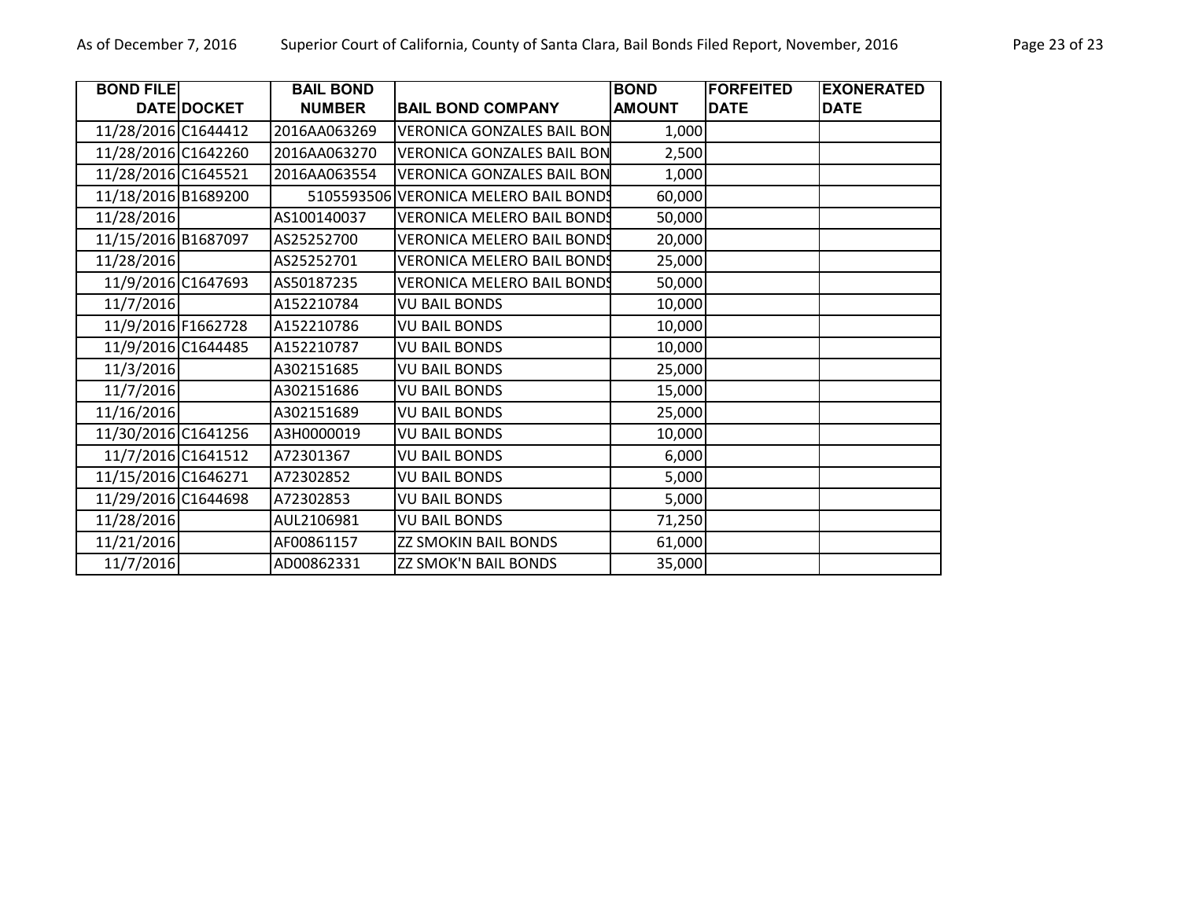| BOND FILE DATE | DOCKET | BAIL BOND NUMBER | BAIL BOND COMPANY | BOND AMOUNT | FORFEITED DATE | EXONERATED DATE |
|---|---|---|---|---|---|---|
| 11/28/2016 | C1644412 | 2016AA063269 | VERONICA GONZALES BAIL BON | 1,000 | | |
| 11/28/2016 | C1642260 | 2016AA063270 | VERONICA GONZALES BAIL BON | 2,500 | | |
| 11/28/2016 | C1645521 | 2016AA063554 | VERONICA GONZALES BAIL BON | 1,000 | | |
| 11/18/2016 | B1689200 | 5105593506 | VERONICA MELERO BAIL BONDS | 60,000 | | |
| 11/28/2016 | | AS100140037 | VERONICA MELERO BAIL BONDS | 50,000 | | |
| 11/15/2016 | B1687097 | AS25252700 | VERONICA MELERO BAIL BONDS | 20,000 | | |
| 11/28/2016 | | AS25252701 | VERONICA MELERO BAIL BONDS | 25,000 | | |
| 11/9/2016 | C1647693 | AS50187235 | VERONICA MELERO BAIL BONDS | 50,000 | | |
| 11/7/2016 | | A152210784 | VU BAIL BONDS | 10,000 | | |
| 11/9/2016 | F1662728 | A152210786 | VU BAIL BONDS | 10,000 | | |
| 11/9/2016 | C1644485 | A152210787 | VU BAIL BONDS | 10,000 | | |
| 11/3/2016 | | A302151685 | VU BAIL BONDS | 25,000 | | |
| 11/7/2016 | | A302151686 | VU BAIL BONDS | 15,000 | | |
| 11/16/2016 | | A302151689 | VU BAIL BONDS | 25,000 | | |
| 11/30/2016 | C1641256 | A3H0000019 | VU BAIL BONDS | 10,000 | | |
| 11/7/2016 | C1641512 | A72301367 | VU BAIL BONDS | 6,000 | | |
| 11/15/2016 | C1646271 | A72302852 | VU BAIL BONDS | 5,000 | | |
| 11/29/2016 | C1644698 | A72302853 | VU BAIL BONDS | 5,000 | | |
| 11/28/2016 | | AUL2106981 | VU BAIL BONDS | 71,250 | | |
| 11/21/2016 | | AF00861157 | ZZ SMOKIN BAIL BONDS | 61,000 | | |
| 11/7/2016 | | AD00862331 | ZZ SMOK'N BAIL BONDS | 35,000 | | |